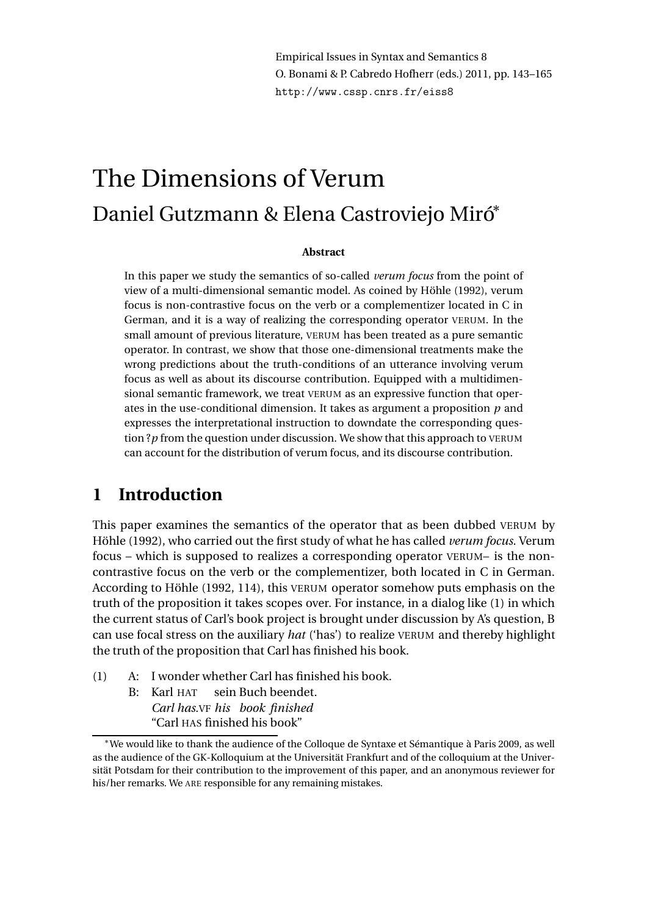Empirical Issues in Syntax and Semantics 8
O. Bonami & P. Cabredo Hofherr (eds.) 2011, pp. 143–165
http://www.cssp.cnrs.fr/eiss8

# The Dimensions of Verum

## Daniel Gutzmann & Elena Castroviejo Miró*

**Abstract**

In this paper we study the semantics of so-called *verum focus* from the point of view of a multi-dimensional semantic model. As coined by Höhle (1992), verum focus is non-contrastive focus on the verb or a complementizer located in C in German, and it is a way of realizing the corresponding operator VERUM. In the small amount of previous literature, VERUM has been treated as a pure semantic operator. In contrast, we show that those one-dimensional treatments make the wrong predictions about the truth-conditions of an utterance involving verum focus as well as about its discourse contribution. Equipped with a multidimensional semantic framework, we treat VERUM as an expressive function that operates in the use-conditional dimension. It takes as argument a proposition *p* and expresses the interpretational instruction to downdate the corresponding question ?*p* from the question under discussion. We show that this approach to VERUM can account for the distribution of verum focus, and its discourse contribution.

## 1 Introduction

This paper examines the semantics of the operator that as been dubbed VERUM by Höhle (1992), who carried out the first study of what he has called *verum focus*. Verum focus – which is supposed to realizes a corresponding operator VERUM– is the non-contrastive focus on the verb or the complementizer, both located in C in German. According to Höhle (1992, 114), this VERUM operator somehow puts emphasis on the truth of the proposition it takes scopes over. For instance, in a dialog like (1) in which the current status of Carl's book project is brought under discussion by A's question, B can use focal stress on the auxiliary *hat* ('has') to realize VERUM and thereby highlight the truth of the proposition that Carl has finished his book.

(1) A: I wonder whether Carl has finished his book.
    B: Karl HAT sein Buch beendet.
    *Carl has.VF his book finished*
    "Carl HAS finished his book"

---

*We would like to thank the audience of the Colloque de Syntaxe et Sémantique à Paris 2009, as well as the audience of the GK-Kolloquium at the Universität Frankfurt and of the colloquium at the Universität Potsdam for their contribution to the improvement of this paper, and an anonymous reviewer for his/her remarks. We ARE responsible for any remaining mistakes.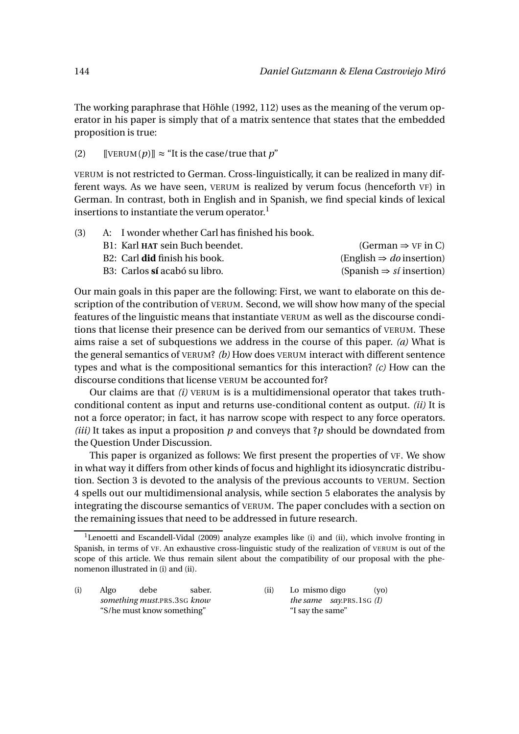The working paraphrase that Höhle (1992, 112) uses as the meaning of the verum operator in his paper is simply that of a matrix sentence that states that the embedded proposition is true:

(2) $[\![\text{VERUM}(p)]\!] \approx$ "It is the case/true that $p$"

VERUM is not restricted to German. Cross-linguistically, it can be realized in many different ways. As we have seen, VERUM is realized by verum focus (henceforth VF) in German. In contrast, both in English and in Spanish, we find special kinds of lexical insertions to instantiate the verum operator.[1]

(3) A: I wonder whether Carl has finished his book.
B1: Karl **HAT** sein Buch beendet. (German ⇒ VF in C)
B2: Carl **did** finish his book. (English ⇒ *do* insertion)
B3: Carlos **sí** acabó su libro. (Spanish ⇒ *sí* insertion)

Our main goals in this paper are the following: First, we want to elaborate on this description of the contribution of VERUM. Second, we will show how many of the special features of the linguistic means that instantiate VERUM as well as the discourse conditions that license their presence can be derived from our semantics of VERUM. These aims raise a set of subquestions we address in the course of this paper. *(a)* What is the general semantics of VERUM? *(b)* How does VERUM interact with different sentence types and what is the compositional semantics for this interaction? *(c)* How can the discourse conditions that license VERUM be accounted for?

Our claims are that *(i)* VERUM is is a multidimensional operator that takes truth-conditional content as input and returns use-conditional content as output. *(ii)* It is not a force operator; in fact, it has narrow scope with respect to any force operators. *(iii)* It takes as input a proposition $p$ and conveys that $?p$ should be downdated from the Question Under Discussion.

This paper is organized as follows: We first present the properties of VF. We show in what way it differs from other kinds of focus and highlight its idiosyncratic distribution. Section 3 is devoted to the analysis of the previous accounts to VERUM. Section 4 spells out our multidimensional analysis, while section 5 elaborates the analysis by integrating the discourse semantics of VERUM. The paper concludes with a section on the remaining issues that need to be addressed in future research.

---

[1] Lenoetti and Escandell-Vidal (2009) analyze examples like (i) and (ii), which involve fronting in Spanish, in terms of VF. An exhaustive cross-linguistic study of the realization of VERUM is out of the scope of this article. We thus remain silent about the compatibility of our proposal with the phenomenon illustrated in (i) and (ii).

(i) Algo debe saber.
*something must*.PRS.3SG *know*
"S/he must know something"

(ii) Lo mismo digo (yo)
*the same say*.PRS.1SG *(I)*
"I say the same"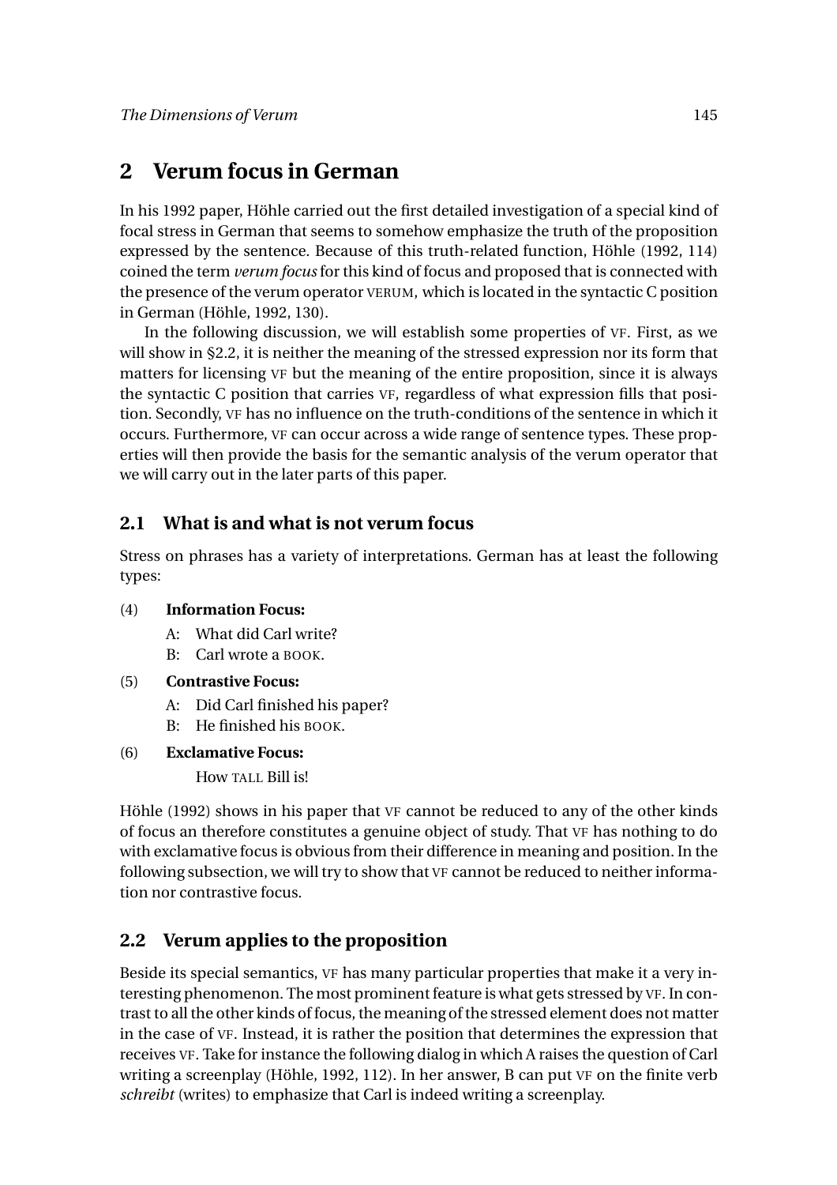## 2 Verum focus in German

In his 1992 paper, Höhle carried out the first detailed investigation of a special kind of focal stress in German that seems to somehow emphasize the truth of the proposition expressed by the sentence. Because of this truth-related function, Höhle (1992, 114) coined the term *verum focus* for this kind of focus and proposed that is connected with the presence of the verum operator VERUM, which is located in the syntactic C position in German (Höhle, 1992, 130).

In the following discussion, we will establish some properties of VF. First, as we will show in §2.2, it is neither the meaning of the stressed expression nor its form that matters for licensing VF but the meaning of the entire proposition, since it is always the syntactic C position that carries VF, regardless of what expression fills that position. Secondly, VF has no influence on the truth-conditions of the sentence in which it occurs. Furthermore, VF can occur across a wide range of sentence types. These properties will then provide the basis for the semantic analysis of the verum operator that we will carry out in the later parts of this paper.

### 2.1 What is and what is not verum focus

Stress on phrases has a variety of interpretations. German has at least the following types:

(4) **Information Focus:**
A: What did Carl write?
B: Carl wrote a BOOK.

(5) **Contrastive Focus:**
A: Did Carl finished his paper?
B: He finished his BOOK.

(6) **Exclamative Focus:**
How TALL Bill is!

Höhle (1992) shows in his paper that VF cannot be reduced to any of the other kinds of focus an therefore constitutes a genuine object of study. That VF has nothing to do with exclamative focus is obvious from their difference in meaning and position. In the following subsection, we will try to show that VF cannot be reduced to neither information nor contrastive focus.

### 2.2 Verum applies to the proposition

Beside its special semantics, VF has many particular properties that make it a very interesting phenomenon. The most prominent feature is what gets stressed by VF. In contrast to all the other kinds of focus, the meaning of the stressed element does not matter in the case of VF. Instead, it is rather the position that determines the expression that receives VF. Take for instance the following dialog in which A raises the question of Carl writing a screenplay (Höhle, 1992, 112). In her answer, B can put VF on the finite verb *schreibt* (writes) to emphasize that Carl is indeed writing a screenplay.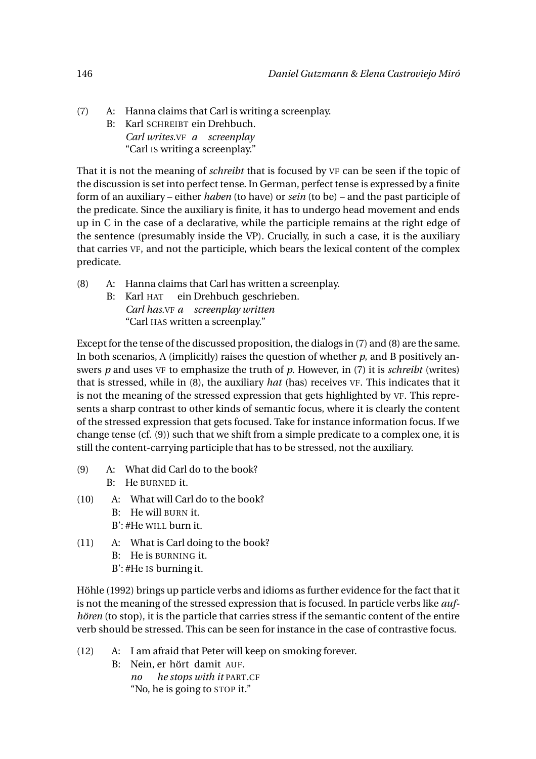(7) A: Hanna claims that Carl is writing a screenplay.
   B: Karl SCHREIBT ein Drehbuch.
   *Carl writes.*VF *a screenplay*
   "Carl IS writing a screenplay."

That it is not the meaning of *schreibt* that is focused by VF can be seen if the topic of the discussion is set into perfect tense. In German, perfect tense is expressed by a finite form of an auxiliary – either *haben* (to have) or *sein* (to be) – and the past participle of the predicate. Since the auxiliary is finite, it has to undergo head movement and ends up in C in the case of a declarative, while the participle remains at the right edge of the sentence (presumably inside the VP). Crucially, in such a case, it is the auxiliary that carries VF, and not the participle, which bears the lexical content of the complex predicate.

(8) A: Hanna claims that Carl has written a screenplay.
   B: Karl HAT ein Drehbuch geschrieben.
   *Carl has.*VF *a screenplay written*
   "Carl HAS written a screenplay."

Except for the tense of the discussed proposition, the dialogs in (7) and (8) are the same. In both scenarios, A (implicitly) raises the question of whether *p*, and B positively answers *p* and uses VF to emphasize the truth of *p*. However, in (7) it is *schreibt* (writes) that is stressed, while in (8), the auxiliary *hat* (has) receives VF. This indicates that it is not the meaning of the stressed expression that gets highlighted by VF. This represents a sharp contrast to other kinds of semantic focus, where it is clearly the content of the stressed expression that gets focused. Take for instance information focus. If we change tense (cf. (9)) such that we shift from a simple predicate to a complex one, it is still the content-carrying participle that has to be stressed, not the auxiliary.

(9) A: What did Carl do to the book?
   B: He BURNED it.

(10) A: What will Carl do to the book?
   B: He will BURN it.
   B': #He WILL burn it.

(11) A: What is Carl doing to the book?
   B: He is BURNING it.
   B': #He IS burning it.

Höhle (1992) brings up particle verbs and idioms as further evidence for the fact that it is not the meaning of the stressed expression that is focused. In particle verbs like *aufhören* (to stop), it is the particle that carries stress if the semantic content of the entire verb should be stressed. This can be seen for instance in the case of contrastive focus.

(12) A: I am afraid that Peter will keep on smoking forever.
   B: Nein, er hört damit AUF.
   *no he stops with it* PART.CF
   "No, he is going to STOP it."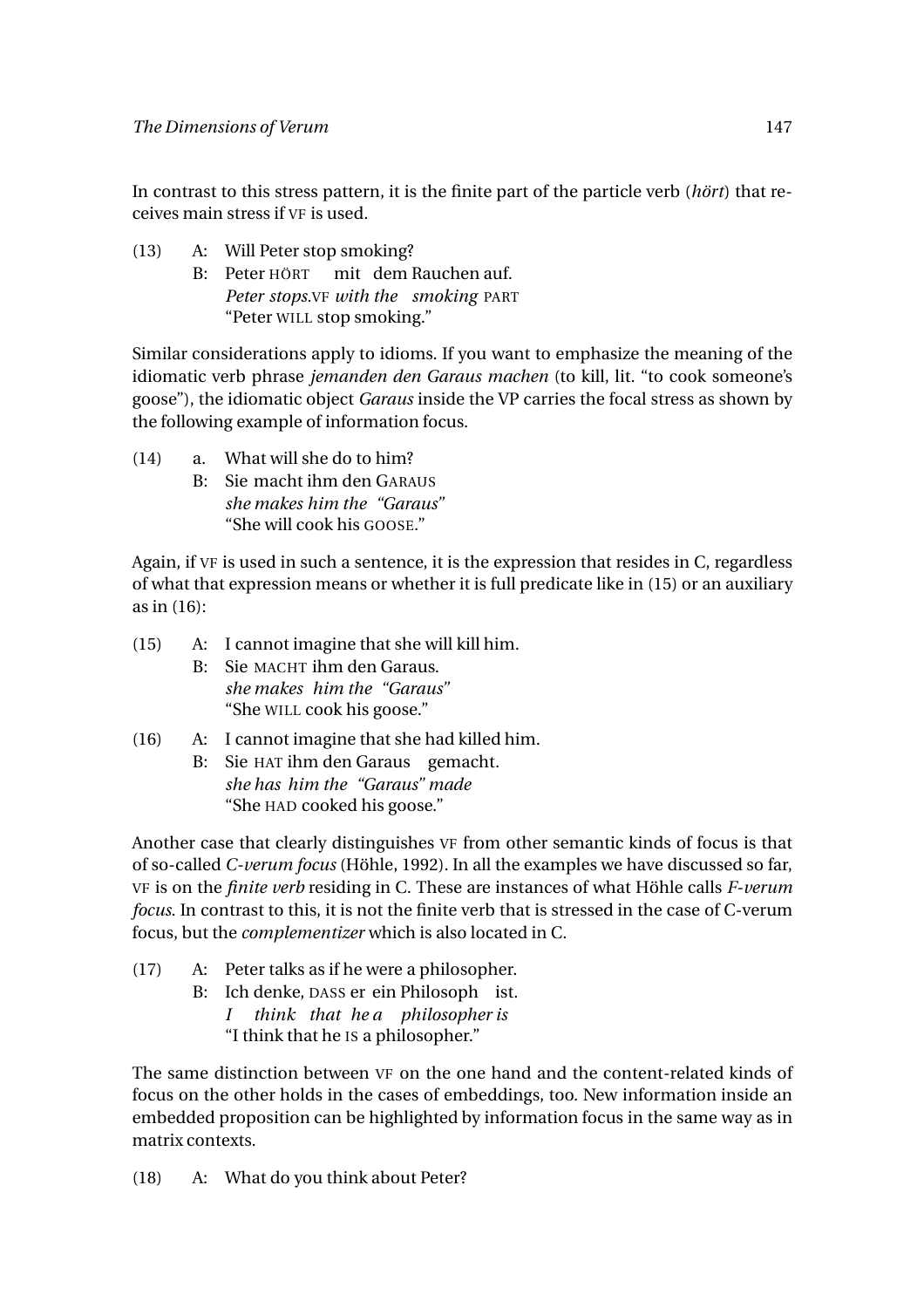In contrast to this stress pattern, it is the finite part of the particle verb (*hört*) that receives main stress if VF is used.

(13) A: Will Peter stop smoking?
B: Peter HÖRT mit dem Rauchen auf.
*Peter stops.*VF *with the smoking* PART
"Peter WILL stop smoking."

Similar considerations apply to idioms. If you want to emphasize the meaning of the idiomatic verb phrase *jemanden den Garaus machen* (to kill, lit. "to cook someone's goose"), the idiomatic object *Garaus* inside the VP carries the focal stress as shown by the following example of information focus.

(14) a. What will she do to him?
B: Sie macht ihm den GARAUS
*she makes him the "Garaus"*
"She will cook his GOOSE."

Again, if VF is used in such a sentence, it is the expression that resides in C, regardless of what that expression means or whether it is full predicate like in (15) or an auxiliary as in (16):

(15) A: I cannot imagine that she will kill him.
B: Sie MACHT ihm den Garaus.
*she makes him the "Garaus"*
"She WILL cook his goose."

(16) A: I cannot imagine that she had killed him.
B: Sie HAT ihm den Garaus gemacht.
*she has him the "Garaus" made*
"She HAD cooked his goose."

Another case that clearly distinguishes VF from other semantic kinds of focus is that of so-called *C-verum focus* (Höhle, 1992). In all the examples we have discussed so far, VF is on the *finite verb* residing in C. These are instances of what Höhle calls *F-verum focus*. In contrast to this, it is not the finite verb that is stressed in the case of C-verum focus, but the *complementizer* which is also located in C.

(17) A: Peter talks as if he were a philosopher.
B: Ich denke, DASS er ein Philosoph ist.
*I think that he a philosopher is*
"I think that he IS a philosopher."

The same distinction between VF on the one hand and the content-related kinds of focus on the other holds in the cases of embeddings, too. New information inside an embedded proposition can be highlighted by information focus in the same way as in matrix contexts.

(18) A: What do you think about Peter?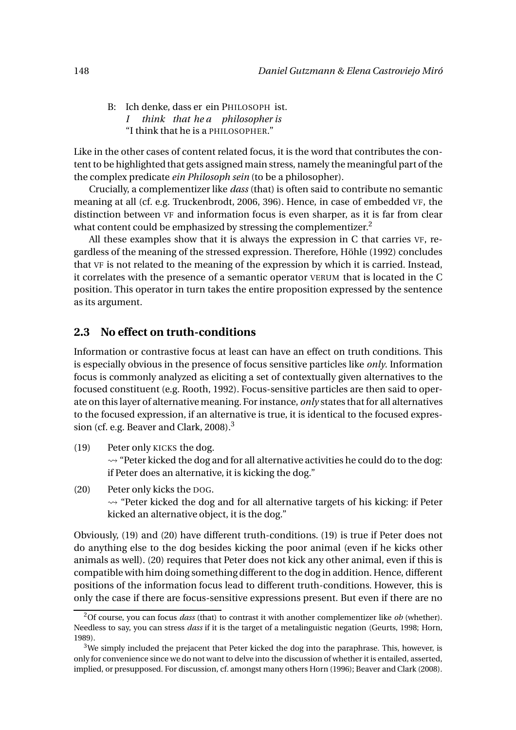B: Ich denke, dass er ein PHILOSOPH ist.
*I think that he a philosopher is*
"I think that he is a PHILOSOPHER."

Like in the other cases of content related focus, it is the word that contributes the content to be highlighted that gets assigned main stress, namely the meaningful part of the the complex predicate *ein Philosoph sein* (to be a philosopher).

Crucially, a complementizer like *dass* (that) is often said to contribute no semantic meaning at all (cf. e.g. Truckenbrodt, 2006, 396). Hence, in case of embedded VF, the distinction between VF and information focus is even sharper, as it is far from clear what content could be emphasized by stressing the complementizer.[2]

All these examples show that it is always the expression in C that carries VF, regardless of the meaning of the stressed expression. Therefore, Höhle (1992) concludes that VF is not related to the meaning of the expression by which it is carried. Instead, it correlates with the presence of a semantic operator VERUM that is located in the C position. This operator in turn takes the entire proposition expressed by the sentence as its argument.

## 2.3 No effect on truth-conditions

Information or contrastive focus at least can have an effect on truth conditions. This is especially obvious in the presence of focus sensitive particles like *only*. Information focus is commonly analyzed as eliciting a set of contextually given alternatives to the focused constituent (e.g. Rooth, 1992). Focus-sensitive particles are then said to operate on this layer of alternative meaning. For instance, *only* states that for all alternatives to the focused expression, if an alternative is true, it is identical to the focused expression (cf. e.g. Beaver and Clark, 2008).[3]

(19) Peter only KICKS the dog.
$\rightsquigarrow$ "Peter kicked the dog and for all alternative activities he could do to the dog: if Peter does an alternative, it is kicking the dog."

(20) Peter only kicks the DOG.
$\rightsquigarrow$ "Peter kicked the dog and for all alternative targets of his kicking: if Peter kicked an alternative object, it is the dog."

Obviously, (19) and (20) have different truth-conditions. (19) is true if Peter does not do anything else to the dog besides kicking the poor animal (even if he kicks other animals as well). (20) requires that Peter does not kick any other animal, even if this is compatible with him doing something different to the dog in addition. Hence, different positions of the information focus lead to different truth-conditions. However, this is only the case if there are focus-sensitive expressions present. But even if there are no

[2] Of course, you can focus *dass* (that) to contrast it with another complementizer like *ob* (whether). Needless to say, you can stress *dass* if it is the target of a metalinguistic negation (Geurts, 1998; Horn, 1989).

[3] We simply included the prejacent that Peter kicked the dog into the paraphrase. This, however, is only for convenience since we do not want to delve into the discussion of whether it is entailed, asserted, implied, or presupposed. For discussion, cf. amongst many others Horn (1996); Beaver and Clark (2008).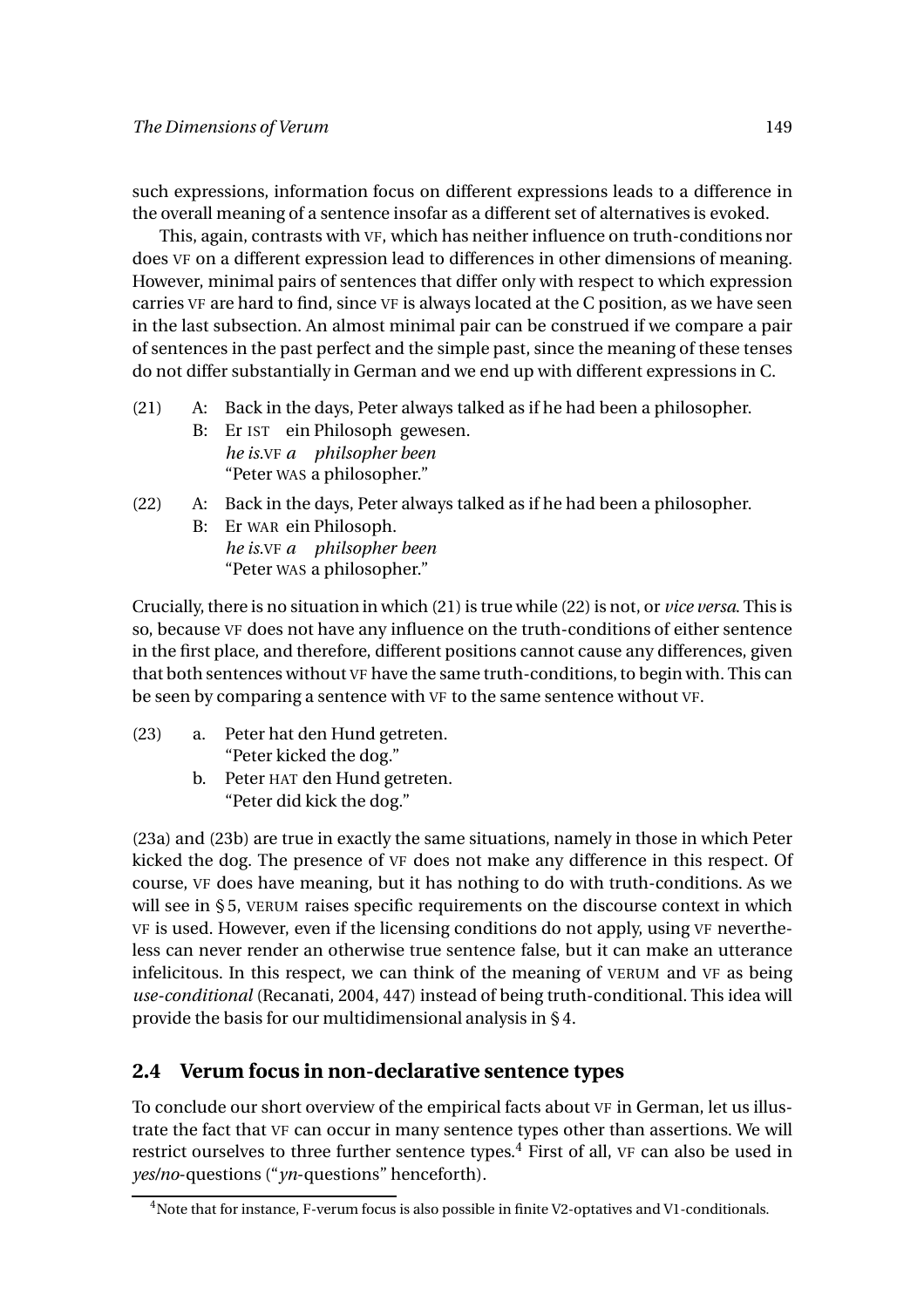such expressions, information focus on different expressions leads to a difference in the overall meaning of a sentence insofar as a different set of alternatives is evoked.

This, again, contrasts with VF, which has neither influence on truth-conditions nor does VF on a different expression lead to differences in other dimensions of meaning. However, minimal pairs of sentences that differ only with respect to which expression carries VF are hard to find, since VF is always located at the C position, as we have seen in the last subsection. An almost minimal pair can be construed if we compare a pair of sentences in the past perfect and the simple past, since the meaning of these tenses do not differ substantially in German and we end up with different expressions in C.

(21) A: Back in the days, Peter always talked as if he had been a philosopher.
  B: Er IST ein Philosoph gewesen.
  *he is.*VF *a philsopher been*
  "Peter WAS a philosopher."

(22) A: Back in the days, Peter always talked as if he had been a philosopher.
  B: Er WAR ein Philosoph.
  *he is.*VF *a philsopher been*
  "Peter WAS a philosopher."

Crucially, there is no situation in which (21) is true while (22) is not, or *vice versa*. This is so, because VF does not have any influence on the truth-conditions of either sentence in the first place, and therefore, different positions cannot cause any differences, given that both sentences without VF have the same truth-conditions, to begin with. This can be seen by comparing a sentence with VF to the same sentence without VF.

(23) a. Peter hat den Hund getreten.
  "Peter kicked the dog."
  b. Peter HAT den Hund getreten.
  "Peter did kick the dog."

(23a) and (23b) are true in exactly the same situations, namely in those in which Peter kicked the dog. The presence of VF does not make any difference in this respect. Of course, VF does have meaning, but it has nothing to do with truth-conditions. As we will see in § 5, VERUM raises specific requirements on the discourse context in which VF is used. However, even if the licensing conditions do not apply, using VF nevertheless can never render an otherwise true sentence false, but it can make an utterance infelicitous. In this respect, we can think of the meaning of VERUM and VF as being *use-conditional* (Recanati, 2004, 447) instead of being truth-conditional. This idea will provide the basis for our multidimensional analysis in § 4.

## 2.4 Verum focus in non-declarative sentence types

To conclude our short overview of the empirical facts about VF in German, let us illustrate the fact that VF can occur in many sentence types other than assertions. We will restrict ourselves to three further sentence types.[4] First of all, VF can also be used in *yes/no*-questions ("*yn*-questions" henceforth).

[4] Note that for instance, F-verum focus is also possible in finite V2-optatives and V1-conditionals.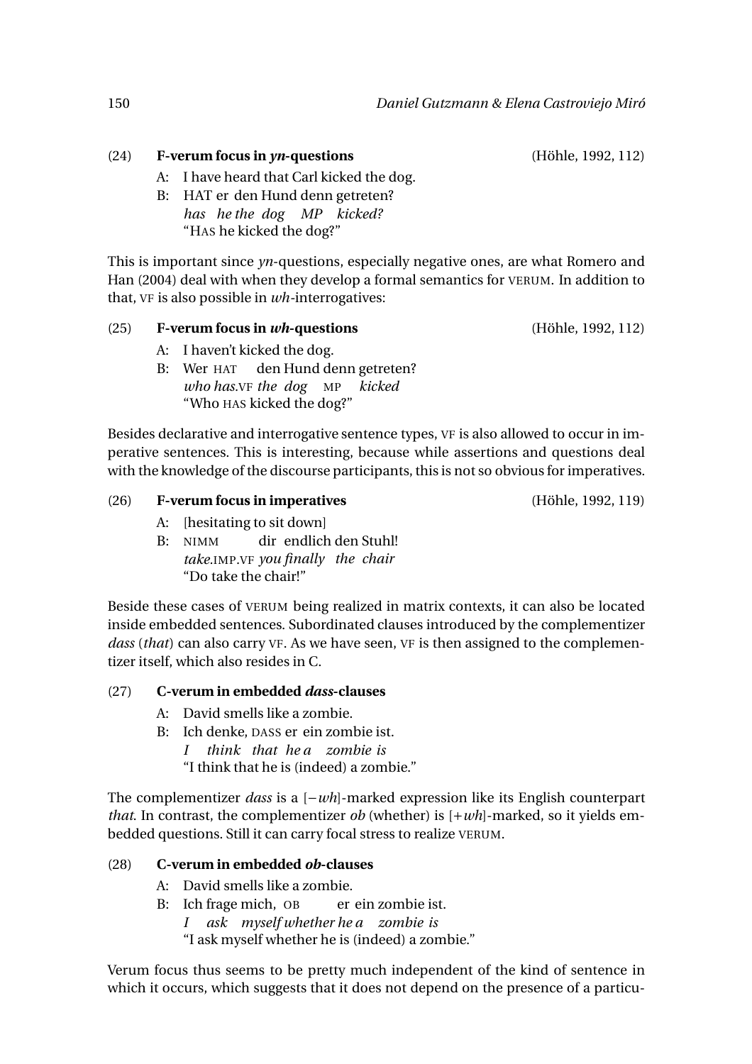(24) **F-verum focus in *yn*-questions** (Höhle, 1992, 112)

A: I have heard that Carl kicked the dog.

B: HAT er den Hund denn getreten?
*has he the dog MP kicked?*
"HAS he kicked the dog?"

This is important since *yn*-questions, especially negative ones, are what Romero and Han (2004) deal with when they develop a formal semantics for VERUM. In addition to that, VF is also possible in *wh*-interrogatives:

(25) **F-verum focus in *wh*-questions** (Höhle, 1992, 112)

A: I haven't kicked the dog.

B: Wer HAT den Hund denn getreten?
*who has*.VF *the dog* MP *kicked*
"Who HAS kicked the dog?"

Besides declarative and interrogative sentence types, VF is also allowed to occur in imperative sentences. This is interesting, because while assertions and questions deal with the knowledge of the discourse participants, this is not so obvious for imperatives.

(26) **F-verum focus in imperatives** (Höhle, 1992, 119)

A: [hesitating to sit down]

B: NIMM dir endlich den Stuhl!
*take*.IMP.VF *you finally the chair*
"Do take the chair!"

Beside these cases of VERUM being realized in matrix contexts, it can also be located inside embedded sentences. Subordinated clauses introduced by the complementizer *dass* (*that*) can also carry VF. As we have seen, VF is then assigned to the complementizer itself, which also resides in C.

(27) **C-verum in embedded *dass*-clauses**

A: David smells like a zombie.

B: Ich denke, DASS er ein zombie ist.
*I think that he a zombie is*
"I think that he is (indeed) a zombie."

The complementizer *dass* is a [−*wh*]-marked expression like its English counterpart *that*. In contrast, the complementizer *ob* (whether) is [+*wh*]-marked, so it yields embedded questions. Still it can carry focal stress to realize VERUM.

(28) **C-verum in embedded *ob*-clauses**

A: David smells like a zombie.

B: Ich frage mich, OB er ein zombie ist.
*I ask myself whether he a zombie is*
"I ask myself whether he is (indeed) a zombie."

Verum focus thus seems to be pretty much independent of the kind of sentence in which it occurs, which suggests that it does not depend on the presence of a particu-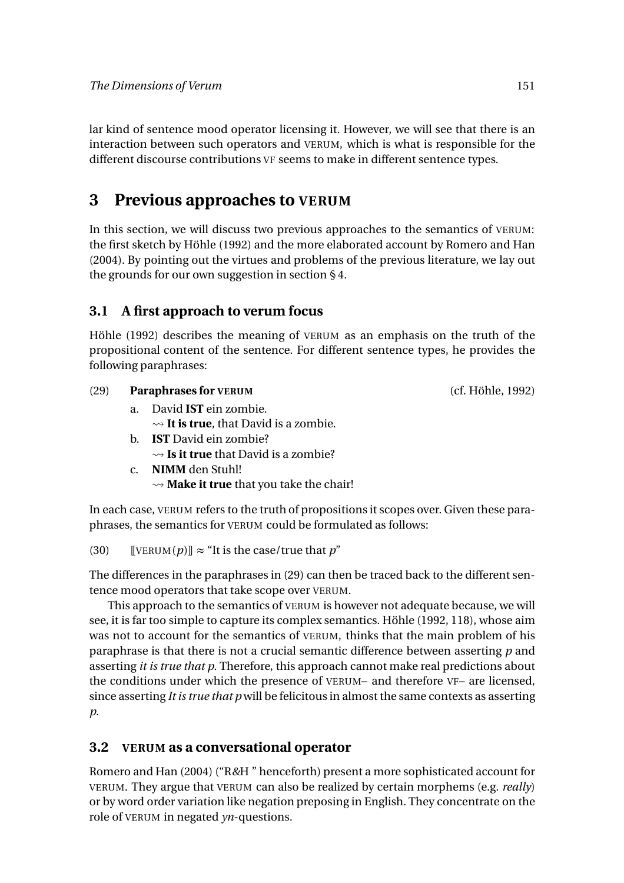lar kind of sentence mood operator licensing it. However, we will see that there is an interaction between such operators and VERUM, which is what is responsible for the different discourse contributions VF seems to make in different sentence types.

# 3 Previous approaches to VERUM

In this section, we will discuss two previous approaches to the semantics of VERUM: the first sketch by Höhle (1992) and the more elaborated account by Romero and Han (2004). By pointing out the virtues and problems of the previous literature, we lay out the grounds for our own suggestion in section § 4.

## 3.1 A first approach to verum focus

Höhle (1992) describes the meaning of VERUM as an emphasis on the truth of the propositional content of the sentence. For different sentence types, he provides the following paraphrases:

(29) **Paraphrases for VERUM** (cf. Höhle, 1992)

a. David **IST** ein zombie.
⇝ **It is true**, that David is a zombie.

b. **IST** David ein zombie?
⇝ **Is it true** that David is a zombie?

c. **NIMM** den Stuhl!
⇝ **Make it true** that you take the chair!

In each case, VERUM refers to the truth of propositions it scopes over. Given these paraphrases, the semantics for VERUM could be formulated as follows:

(30) $[\![\text{VERUM}(p)]\!] \approx$ "It is the case/true that $p$"

The differences in the paraphrases in (29) can then be traced back to the different sentence mood operators that take scope over VERUM.

This approach to the semantics of VERUM is however not adequate because, we will see, it is far too simple to capture its complex semantics. Höhle (1992, 118), whose aim was not to account for the semantics of VERUM, thinks that the main problem of his paraphrase is that there is not a crucial semantic difference between asserting $p$ and asserting *it is true that p*. Therefore, this approach cannot make real predictions about the conditions under which the presence of VERUM– and therefore VF– are licensed, since asserting *It is true that p* will be felicitous in almost the same contexts as asserting $p$.

## 3.2 VERUM as a conversational operator

Romero and Han (2004) ("R&H " henceforth) present a more sophisticated account for VERUM. They argue that VERUM can also be realized by certain morphems (e.g. *really*) or by word order variation like negation preposing in English. They concentrate on the role of VERUM in negated *yn*-questions.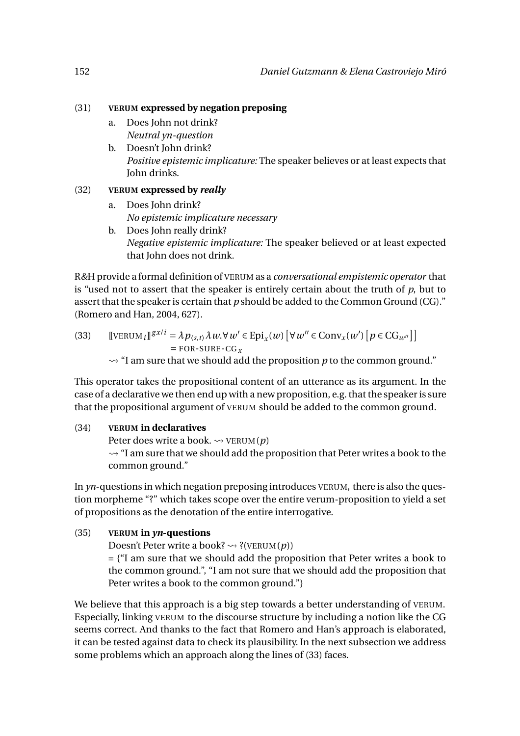(31) **VERUM expressed by negation preposing**

a. Does John not drink?
*Neutral yn-question*

b. Doesn't John drink?
*Positive epistemic implicature:* The speaker believes or at least expects that John drinks.

(32) **VERUM expressed by *really***

a. Does John drink?
*No epistemic implicature necessary*

b. Does John really drink?
*Negative epistemic implicature:* The speaker believed or at least expected that John does not drink.

R&H provide a formal definition of VERUM as a *conversational empistemic operator* that is "used not to assert that the speaker is entirely certain about the truth of *p*, but to assert that the speaker is certain that *p* should be added to the Common Ground (CG)." (Romero and Han, 2004, 627).

(33) $$[\![\text{VERUM}_i]\!]^{gx/i} = \lambda p_{\langle s,t\rangle} \lambda w. \forall w' \in \text{Epi}_x(w) \left[\forall w'' \in \text{Conv}_x(w') \left[p \in \text{CG}_{w''}\right]\right]$$
$$= \text{FOR-SURE-CG}_x$$

$\rightsquigarrow$ "I am sure that we should add the proposition *p* to the common ground."

This operator takes the propositional content of an utterance as its argument. In the case of a declarative we then end up with a new proposition, e.g. that the speaker is sure that the propositional argument of VERUM should be added to the common ground.

(34) **VERUM in declaratives**

Peter does write a book. $\rightsquigarrow$ VERUM($p$)
$\rightsquigarrow$ "I am sure that we should add the proposition that Peter writes a book to the common ground."

In *yn*-questions in which negation preposing introduces VERUM, there is also the question morpheme "?" which takes scope over the entire verum-proposition to yield a set of propositions as the denotation of the entire interrogative.

(35) **VERUM in *yn*-questions**

Doesn't Peter write a book? $\rightsquigarrow$ ?(VERUM($p$))
= {"I am sure that we should add the proposition that Peter writes a book to the common ground.", "I am not sure that we should add the proposition that Peter writes a book to the common ground."}

We believe that this approach is a big step towards a better understanding of VERUM. Especially, linking VERUM to the discourse structure by including a notion like the CG seems correct. And thanks to the fact that Romero and Han's approach is elaborated, it can be tested against data to check its plausibility. In the next subsection we address some problems which an approach along the lines of (33) faces.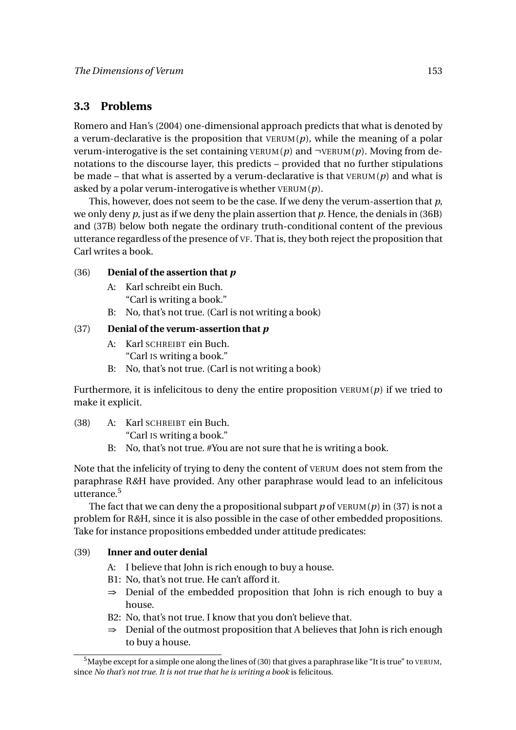## 3.3 Problems

Romero and Han's (2004) one-dimensional approach predicts that what is denoted by a verum-declarative is the proposition that VERUM($p$), while the meaning of a polar verum-interogative is the set containing VERUM($p$) and ¬VERUM($p$). Moving from denotations to the discourse layer, this predicts – provided that no further stipulations be made – that what is asserted by a verum-declarative is that VERUM($p$) and what is asked by a polar verum-interogative is whether VERUM($p$).

This, however, does not seem to be the case. If we deny the verum-assertion that $p$, we only deny $p$, just as if we deny the plain assertion that $p$. Hence, the denials in (36B) and (37B) below both negate the ordinary truth-conditional content of the previous utterance regardless of the presence of VF. That is, they both reject the proposition that Carl writes a book.

(36) **Denial of the assertion that *p***

A: Karl schreibt ein Buch.
"Carl is writing a book."

B: No, that's not true. (Carl is not writing a book)

(37) **Denial of the verum-assertion that *p***

A: Karl SCHREIBT ein Buch.
"Carl IS writing a book."

B: No, that's not true. (Carl is not writing a book)

Furthermore, it is infelicitous to deny the entire proposition VERUM($p$) if we tried to make it explicit.

(38) A: Karl SCHREIBT ein Buch.
"Carl IS writing a book."

B: No, that's not true. #You are not sure that he is writing a book.

Note that the infelicity of trying to deny the content of VERUM does not stem from the paraphrase R&H have provided. Any other paraphrase would lead to an infelicitous utterance.[5]

The fact that we can deny the a propositional subpart $p$ of VERUM($p$) in (37) is not a problem for R&H, since it is also possible in the case of other embedded propositions. Take for instance propositions embedded under attitude predicates:

(39) **Inner and outer denial**

A: I believe that John is rich enough to buy a house.

B1: No, that's not true. He can't afford it.

⇒ Denial of the embedded proposition that John is rich enough to buy a house.

B2: No, that's not true. I know that you don't believe that.

⇒ Denial of the outmost proposition that A believes that John is rich enough to buy a house.

[5] Maybe except for a simple one along the lines of (30) that gives a paraphrase like "It is true" to VERUM, since *No that's not true. It is not true that he is writing a book* is felicitous.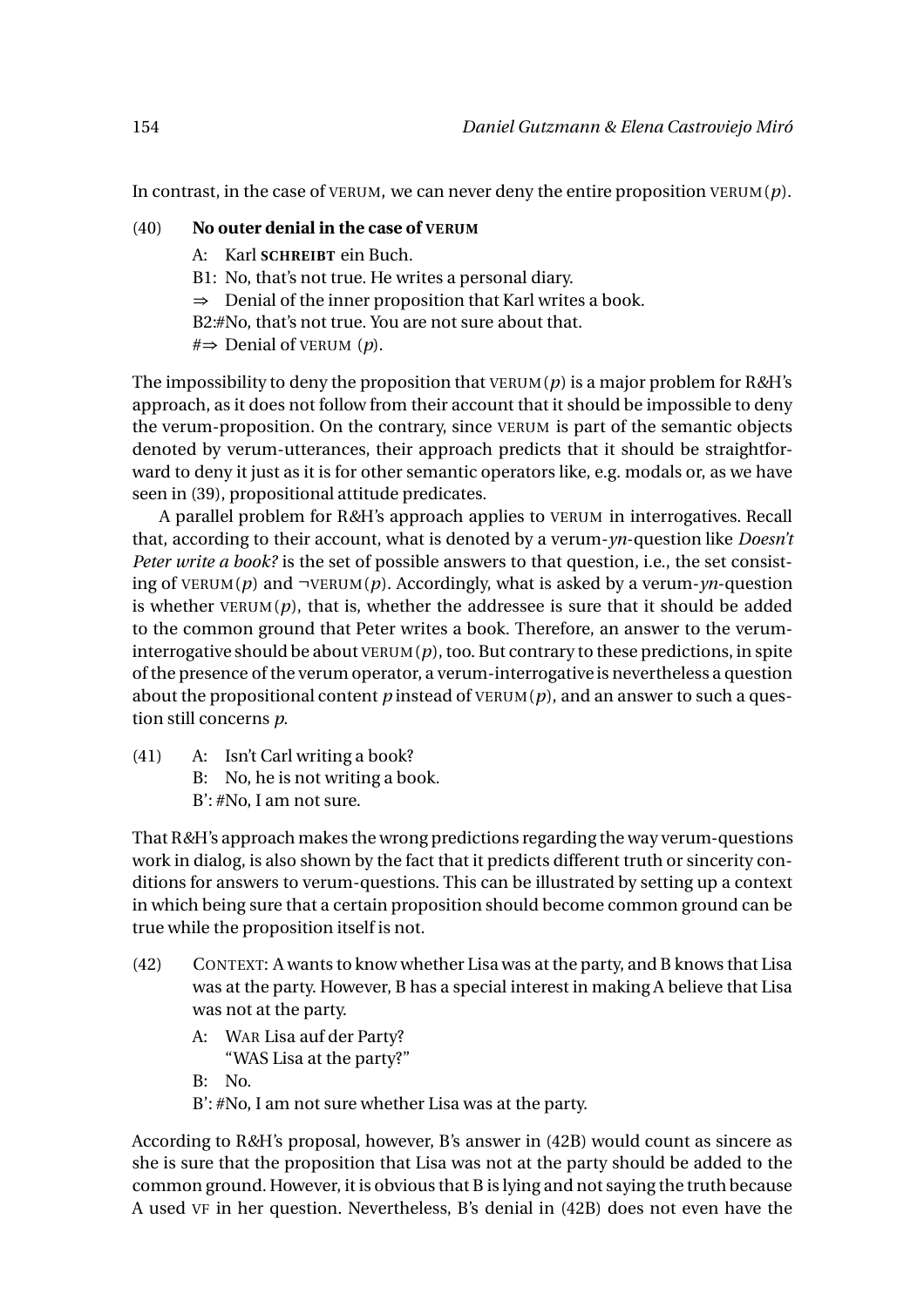In contrast, in the case of VERUM, we can never deny the entire proposition VERUM($p$).

(40) **No outer denial in the case of VERUM**

A: Karl **SCHREIBT** ein Buch.

B1: No, that's not true. He writes a personal diary.

⇒ Denial of the inner proposition that Karl writes a book.

B2:#No, that's not true. You are not sure about that.

#⇒ Denial of VERUM ($p$).

The impossibility to deny the proposition that VERUM($p$) is a major problem for R&H's approach, as it does not follow from their account that it should be impossible to deny the verum-proposition. On the contrary, since VERUM is part of the semantic objects denoted by verum-utterances, their approach predicts that it should be straightforward to deny it just as it is for other semantic operators like, e.g. modals or, as we have seen in (39), propositional attitude predicates.

A parallel problem for R&H's approach applies to VERUM in interrogatives. Recall that, according to their account, what is denoted by a verum-*yn*-question like *Doesn't Peter write a book?* is the set of possible answers to that question, i.e., the set consisting of VERUM($p$) and ¬VERUM($p$). Accordingly, what is asked by a verum-*yn*-question is whether VERUM($p$), that is, whether the addressee is sure that it should be added to the common ground that Peter writes a book. Therefore, an answer to the verum-interrogative should be about VERUM($p$), too. But contrary to these predictions, in spite of the presence of the verum operator, a verum-interrogative is nevertheless a question about the propositional content $p$ instead of VERUM($p$), and an answer to such a question still concerns $p$.

(41) A: Isn't Carl writing a book?

B: No, he is not writing a book.

B': #No, I am not sure.

That R&H's approach makes the wrong predictions regarding the way verum-questions work in dialog, is also shown by the fact that it predicts different truth or sincerity conditions for answers to verum-questions. This can be illustrated by setting up a context in which being sure that a certain proposition should become common ground can be true while the proposition itself is not.

(42) CONTEXT: A wants to know whether Lisa was at the party, and B knows that Lisa was at the party. However, B has a special interest in making A believe that Lisa was not at the party.

A: WAR Lisa auf der Party?
"WAS Lisa at the party?"

B: No.

B': #No, I am not sure whether Lisa was at the party.

According to R&H's proposal, however, B's answer in (42B) would count as sincere as she is sure that the proposition that Lisa was not at the party should be added to the common ground. However, it is obvious that B is lying and not saying the truth because A used VF in her question. Nevertheless, B's denial in (42B) does not even have the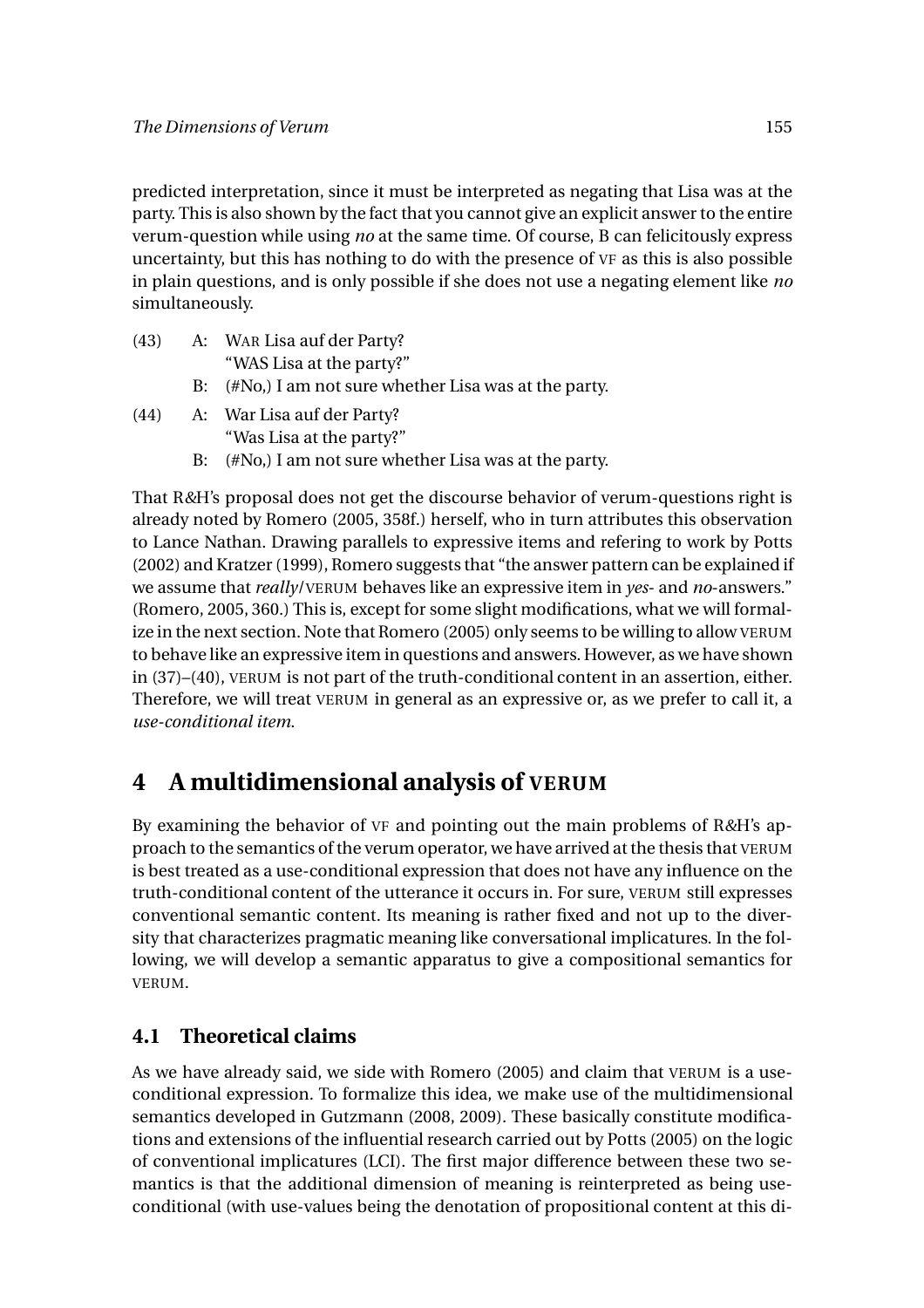predicted interpretation, since it must be interpreted as negating that Lisa was at the party. This is also shown by the fact that you cannot give an explicit answer to the entire verum-question while using *no* at the same time. Of course, B can felicitously express uncertainty, but this has nothing to do with the presence of VF as this is also possible in plain questions, and is only possible if she does not use a negating element like *no* simultaneously.

(43) A: WAR Lisa auf der Party?
"WAS Lisa at the party?"
B: (#No,) I am not sure whether Lisa was at the party.

(44) A: War Lisa auf der Party?
"Was Lisa at the party?"
B: (#No,) I am not sure whether Lisa was at the party.

That R&H's proposal does not get the discourse behavior of verum-questions right is already noted by Romero (2005, 358f.) herself, who in turn attributes this observation to Lance Nathan. Drawing parallels to expressive items and refering to work by Potts (2002) and Kratzer (1999), Romero suggests that "the answer pattern can be explained if we assume that *really*/VERUM behaves like an expressive item in *yes*- and *no*-answers." (Romero, 2005, 360.) This is, except for some slight modifications, what we will formalize in the next section. Note that Romero (2005) only seems to be willing to allow VERUM to behave like an expressive item in questions and answers. However, as we have shown in (37)–(40), VERUM is not part of the truth-conditional content in an assertion, either. Therefore, we will treat VERUM in general as an expressive or, as we prefer to call it, a *use-conditional item*.

# 4 A multidimensional analysis of VERUM

By examining the behavior of VF and pointing out the main problems of R&H's approach to the semantics of the verum operator, we have arrived at the thesis that VERUM is best treated as a use-conditional expression that does not have any influence on the truth-conditional content of the utterance it occurs in. For sure, VERUM still expresses conventional semantic content. Its meaning is rather fixed and not up to the diversity that characterizes pragmatic meaning like conversational implicatures. In the following, we will develop a semantic apparatus to give a compositional semantics for VERUM.

## 4.1 Theoretical claims

As we have already said, we side with Romero (2005) and claim that VERUM is a use-conditional expression. To formalize this idea, we make use of the multidimensional semantics developed in Gutzmann (2008, 2009). These basically constitute modifications and extensions of the influential research carried out by Potts (2005) on the logic of conventional implicatures (LCI). The first major difference between these two semantics is that the additional dimension of meaning is reinterpreted as being use-conditional (with use-values being the denotation of propositional content at this di-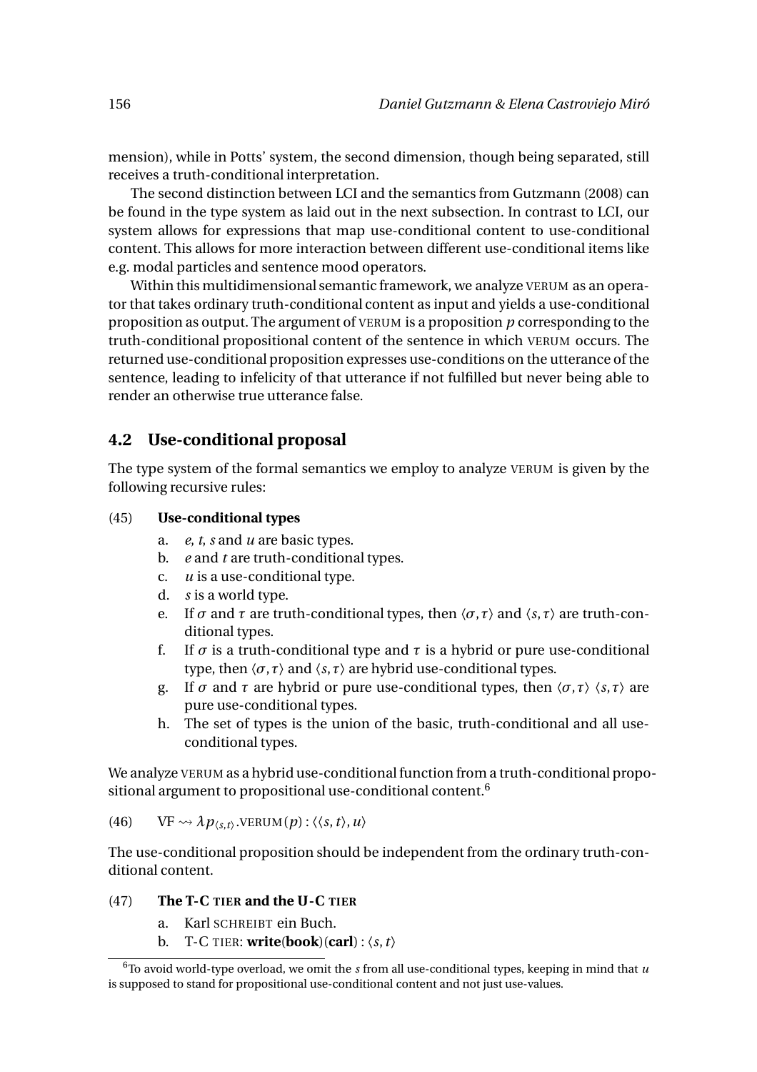mension), while in Potts' system, the second dimension, though being separated, still receives a truth-conditional interpretation.

The second distinction between LCI and the semantics from Gutzmann (2008) can be found in the type system as laid out in the next subsection. In contrast to LCI, our system allows for expressions that map use-conditional content to use-conditional content. This allows for more interaction between different use-conditional items like e.g. modal particles and sentence mood operators.

Within this multidimensional semantic framework, we analyze VERUM as an operator that takes ordinary truth-conditional content as input and yields a use-conditional proposition as output. The argument of VERUM is a proposition *p* corresponding to the truth-conditional propositional content of the sentence in which VERUM occurs. The returned use-conditional proposition expresses use-conditions on the utterance of the sentence, leading to infelicity of that utterance if not fulfilled but never being able to render an otherwise true utterance false.

## 4.2 Use-conditional proposal

The type system of the formal semantics we employ to analyze VERUM is given by the following recursive rules:

(45) **Use-conditional types**

a. $e$, $t$, $s$ and $u$ are basic types.

b. $e$ and $t$ are truth-conditional types.

c. $u$ is a use-conditional type.

d. $s$ is a world type.

e. If $\sigma$ and $\tau$ are truth-conditional types, then $\langle \sigma, \tau \rangle$ and $\langle s, \tau \rangle$ are truth-conditional types.

f. If $\sigma$ is a truth-conditional type and $\tau$ is a hybrid or pure use-conditional type, then $\langle \sigma, \tau \rangle$ and $\langle s, \tau \rangle$ are hybrid use-conditional types.

g. If $\sigma$ and $\tau$ are hybrid or pure use-conditional types, then $\langle \sigma, \tau \rangle$ $\langle s, \tau \rangle$ are pure use-conditional types.

h. The set of types is the union of the basic, truth-conditional and all use-conditional types.

We analyze VERUM as a hybrid use-conditional function from a truth-conditional propositional argument to propositional use-conditional content.[6]

(46) $\text{VF} \rightsquigarrow \lambda p_{\langle s,t \rangle}.\text{VERUM}(p) : \langle \langle s, t \rangle, u \rangle$

The use-conditional proposition should be independent from the ordinary truth-conditional content.

(47) **The T-C TIER and the U-C TIER**

a. Karl SCHREIBT ein Buch.

b. T-C TIER: $\textbf{write}(\textbf{book})(\textbf{carl}) : \langle s, t \rangle$

[6] To avoid world-type overload, we omit the $s$ from all use-conditional types, keeping in mind that $u$ is supposed to stand for propositional use-conditional content and not just use-values.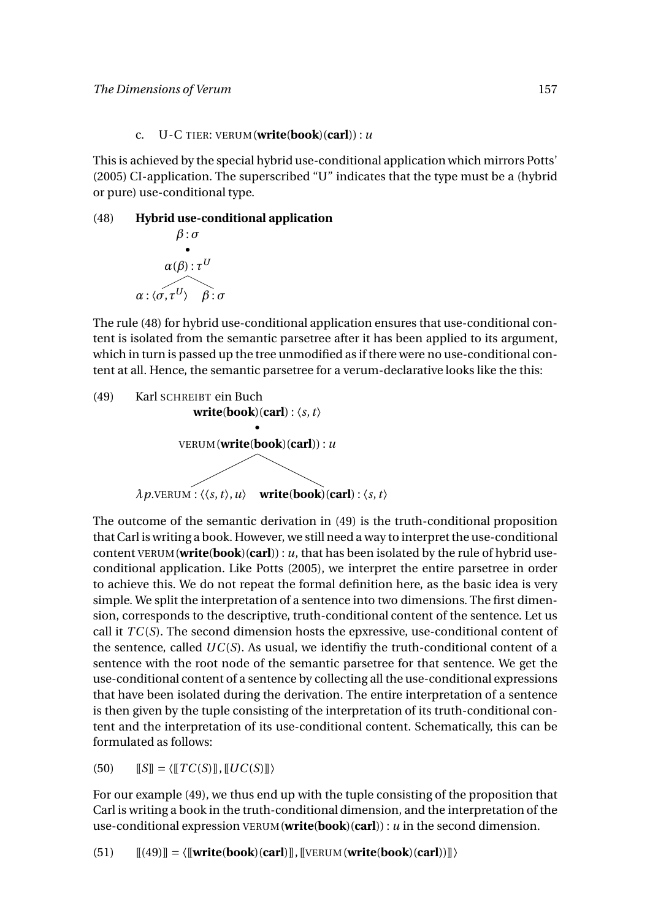c. U-C TIER: VERUM(**write**(**book**)(**carl**)) : $u$

This is achieved by the special hybrid use-conditional application which mirrors Potts' (2005) CI-application. The superscribed "U" indicates that the type must be a (hybrid or pure) use-conditional type.

(48) **Hybrid use-conditional application**

$$\begin{array}{c} \beta : \sigma \\ \bullet \\ \alpha(\beta) : \tau^U \\ \diagup \quad \diagdown \\ \alpha : \langle \sigma, \tau^U \rangle \quad \beta : \sigma \end{array}$$

The rule (48) for hybrid use-conditional application ensures that use-conditional content is isolated from the semantic parsetree after it has been applied to its argument, which in turn is passed up the tree unmodified as if there were no use-conditional content at all. Hence, the semantic parsetree for a verum-declarative looks like the this:

(49) Karl SCHREIBT ein Buch

$$\begin{array}{c} \textbf{write}(\textbf{book})(\textbf{carl}) : \langle s, t \rangle \\ \bullet \\ \text{VERUM}(\textbf{write}(\textbf{book})(\textbf{carl})) : u \\ \diagup \quad \diagdown \\ \lambda p.\text{VERUM} : \langle \langle s, t \rangle, u \rangle \quad \textbf{write}(\textbf{book})(\textbf{carl}) : \langle s, t \rangle \end{array}$$

The outcome of the semantic derivation in (49) is the truth-conditional proposition that Carl is writing a book. However, we still need a way to interpret the use-conditional content VERUM(**write**(**book**)(**carl**)) : $u$, that has been isolated by the rule of hybrid use-conditional application. Like Potts (2005), we interpret the entire parsetree in order to achieve this. We do not repeat the formal definition here, as the basic idea is very simple. We split the interpretation of a sentence into two dimensions. The first dimension, corresponds to the descriptive, truth-conditional content of the sentence. Let us call it $TC(S)$. The second dimension hosts the epxressive, use-conditional content of the sentence, called $UC(S)$. As usual, we identifiy the truth-conditional content of a sentence with the root node of the semantic parsetree for that sentence. We get the use-conditional content of a sentence by collecting all the use-conditional expressions that have been isolated during the derivation. The entire interpretation of a sentence is then given by the tuple consisting of the interpretation of its truth-conditional content and the interpretation of its use-conditional content. Schematically, this can be formulated as follows:

(50) $[\![S]\!] = \langle [\![TC(S)]\!], [\![UC(S)]\!] \rangle$

For our example (49), we thus end up with the tuple consisting of the proposition that Carl is writing a book in the truth-conditional dimension, and the interpretation of the use-conditional expression VERUM(**write**(**book**)(**carl**)) : $u$ in the second dimension.

(51) $[\![(49)]\!] = \langle [\![\textbf{write}(\textbf{book})(\textbf{carl})]\!], [\![\text{VERUM}(\textbf{write}(\textbf{book})(\textbf{carl}))]\!] \rangle$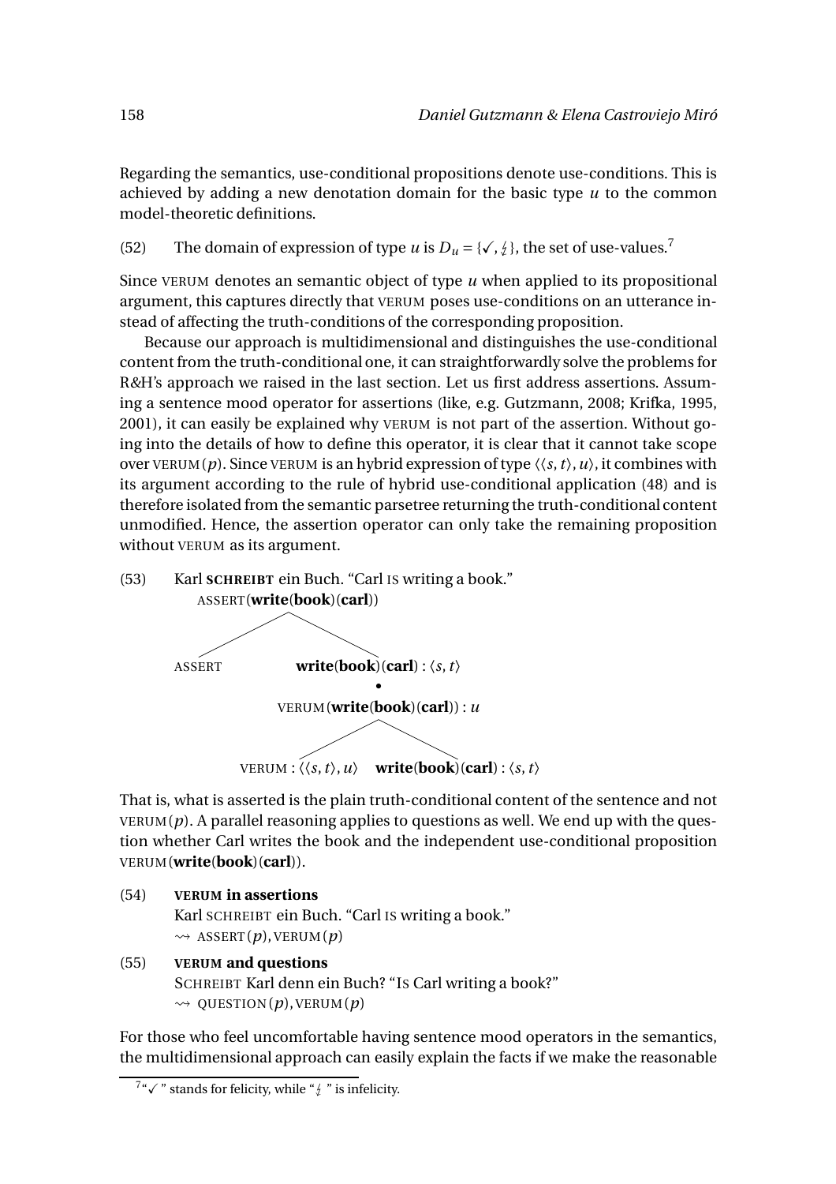Regarding the semantics, use-conditional propositions denote use-conditions. This is achieved by adding a new denotation domain for the basic type *u* to the common model-theoretic definitions.

(52) The domain of expression of type *u* is $D_u = \{\checkmark, ⚡\}$, the set of use-values.[7]

Since VERUM denotes an semantic object of type *u* when applied to its propositional argument, this captures directly that VERUM poses use-conditions on an utterance instead of affecting the truth-conditions of the corresponding proposition.

Because our approach is multidimensional and distinguishes the use-conditional content from the truth-conditional one, it can straightforwardly solve the problems for R&H's approach we raised in the last section. Let us first address assertions. Assuming a sentence mood operator for assertions (like, e.g. Gutzmann, 2008; Krifka, 1995, 2001), it can easily be explained why VERUM is not part of the assertion. Without going into the details of how to define this operator, it is clear that it cannot take scope over VERUM(*p*). Since VERUM is an hybrid expression of type $\langle\langle s,t\rangle,u\rangle$, it combines with its argument according to the rule of hybrid use-conditional application (48) and is therefore isolated from the semantic parsetree returning the truth-conditional content unmodified. Hence, the assertion operator can only take the remaining proposition without VERUM as its argument.

(53) Karl **SCHREIBT** ein Buch. "Carl IS writing a book."

```
                ASSERT(write(book)(carl))
               /                          \
         ASSERT                  write(book)(carl) : ⟨s,t⟩
                                          •
                               VERUM(write(book)(carl)) : u
                                /                         \
                  VERUM : ⟨⟨s,t⟩,u⟩              write(book)(carl) : ⟨s,t⟩
```

That is, what is asserted is the plain truth-conditional content of the sentence and not VERUM(*p*). A parallel reasoning applies to questions as well. We end up with the question whether Carl writes the book and the independent use-conditional proposition VERUM(**write**(**book**)(**carl**)).

(54) **VERUM in assertions**
Karl SCHREIBT ein Buch. "Carl IS writing a book."
$\rightsquigarrow$ ASSERT(*p*), VERUM(*p*)

(55) **VERUM and questions**
SCHREIBT Karl denn ein Buch? "IS Carl writing a book?"
$\rightsquigarrow$ QUESTION(*p*), VERUM(*p*)

For those who feel uncomfortable having sentence mood operators in the semantics, the multidimensional approach can easily explain the facts if we make the reasonable

[7] "✓" stands for felicity, while "⚡" is infelicity.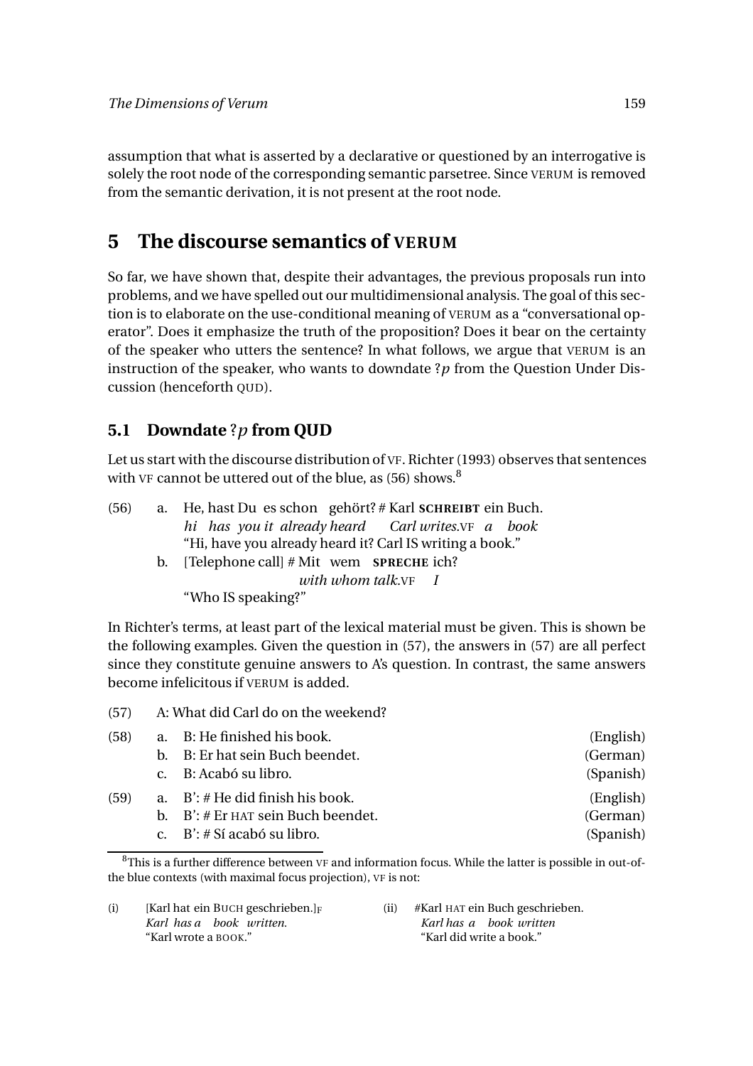assumption that what is asserted by a declarative or questioned by an interrogative is solely the root node of the corresponding semantic parsetree. Since VERUM is removed from the semantic derivation, it is not present at the root node.

# 5 The discourse semantics of VERUM

So far, we have shown that, despite their advantages, the previous proposals run into problems, and we have spelled out our multidimensional analysis. The goal of this section is to elaborate on the use-conditional meaning of VERUM as a "conversational operator". Does it emphasize the truth of the proposition? Does it bear on the certainty of the speaker who utters the sentence? In what follows, we argue that VERUM is an instruction of the speaker, who wants to downdate $?p$ from the Question Under Discussion (henceforth QUD).

## 5.1 Downdate $?p$ from QUD

Let us start with the discourse distribution of VF. Richter (1993) observes that sentences with VF cannot be uttered out of the blue, as (56) shows.[8]

(56) a. He, hast Du es schon gehört? # Karl **SCHREIBT** ein Buch.
*hi has you it already heard Carl writes.VF a book*
"Hi, have you already heard it? Carl IS writing a book."

b. [Telephone call] # Mit wem **SPRECHE** ich?
*with whom talk.VF I*
"Who IS speaking?"

In Richter's terms, at least part of the lexical material must be given. This is shown be the following examples. Given the question in (57), the answers in (57) are all perfect since they constitute genuine answers to A's question. In contrast, the same answers become infelicitous if VERUM is added.

(57) A: What did Carl do on the weekend?

(58) a. B: He finished his book. (English)
b. B: Er hat sein Buch beendet. (German)
c. B: Acabó su libro. (Spanish)

(59) a. B': # He did finish his book. (English)
b. B': # Er HAT sein Buch beendet. (German)
c. B': # Sí acabó su libro. (Spanish)

---

[8] This is a further difference between VF and information focus. While the latter is possible in out-of-the blue contexts (with maximal focus projection), VF is not:

(i) [Karl hat ein BUCH geschrieben.]$_F$
*Karl has a book written.*
"Karl wrote a BOOK."

(ii) #Karl HAT ein Buch geschrieben.
*Karl has a book written*
"Karl did write a book."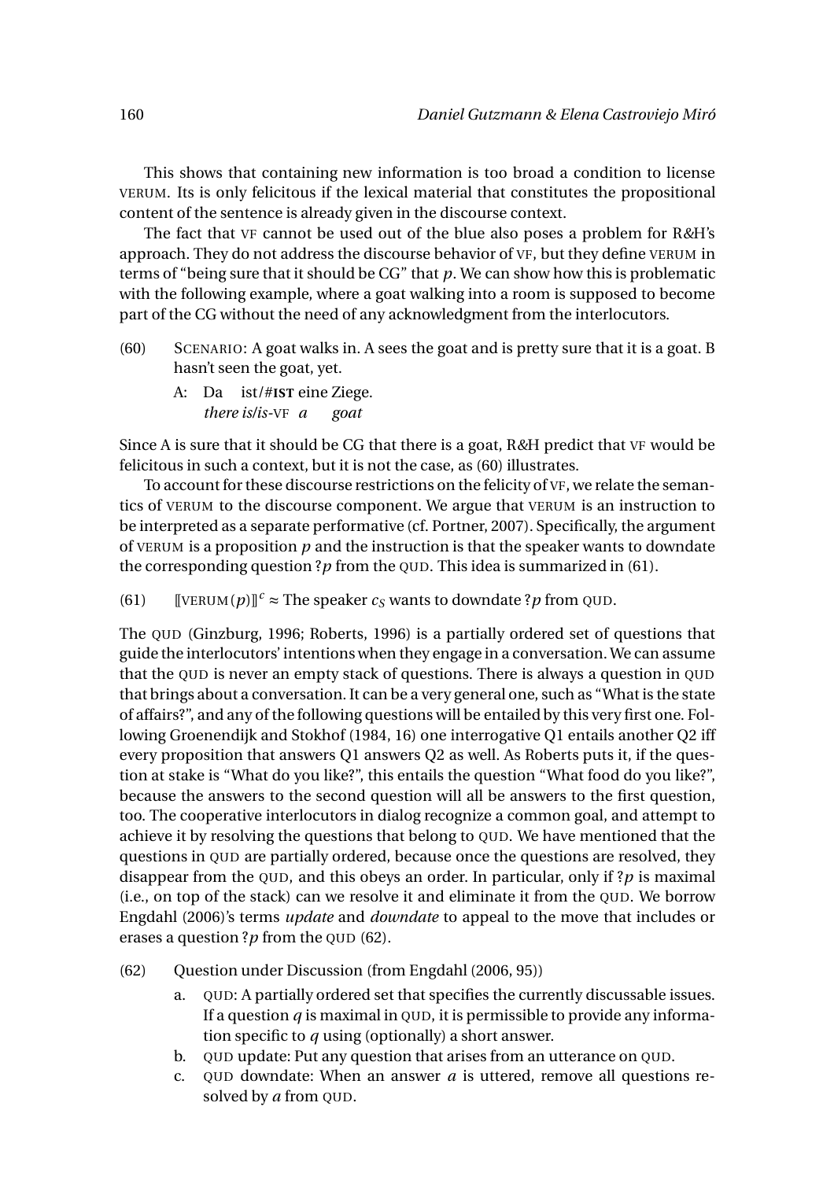This shows that containing new information is too broad a condition to license VERUM. Its is only felicitous if the lexical material that constitutes the propositional content of the sentence is already given in the discourse context.

The fact that VF cannot be used out of the blue also poses a problem for R&H's approach. They do not address the discourse behavior of VF, but they define VERUM in terms of "being sure that it should be CG" that $p$. We can show how this is problematic with the following example, where a goat walking into a room is supposed to become part of the CG without the need of any acknowledgment from the interlocutors.

(60) SCENARIO: A goat walks in. A sees the goat and is pretty sure that it is a goat. B hasn't seen the goat, yet.

A: Da ist/#**IST** eine Ziege.
*there is/is*-VF *a goat*

Since A is sure that it should be CG that there is a goat, R&H predict that VF would be felicitous in such a context, but it is not the case, as (60) illustrates.

To account for these discourse restrictions on the felicity of VF, we relate the semantics of VERUM to the discourse component. We argue that VERUM is an instruction to be interpreted as a separate performative (cf. Portner, 2007). Specifically, the argument of VERUM is a proposition $p$ and the instruction is that the speaker wants to downdate the corresponding question $?p$ from the QUD. This idea is summarized in (61).

(61) $[\![\text{VERUM}(p)]\!]^c \approx$ The speaker $c_S$ wants to downdate $?p$ from QUD.

The QUD (Ginzburg, 1996; Roberts, 1996) is a partially ordered set of questions that guide the interlocutors' intentions when they engage in a conversation. We can assume that the QUD is never an empty stack of questions. There is always a question in QUD that brings about a conversation. It can be a very general one, such as "What is the state of affairs?", and any of the following questions will be entailed by this very first one. Following Groenendijk and Stokhof (1984, 16) one interrogative Q1 entails another Q2 iff every proposition that answers Q1 answers Q2 as well. As Roberts puts it, if the question at stake is "What do you like?", this entails the question "What food do you like?", because the answers to the second question will all be answers to the first question, too. The cooperative interlocutors in dialog recognize a common goal, and attempt to achieve it by resolving the questions that belong to QUD. We have mentioned that the questions in QUD are partially ordered, because once the questions are resolved, they disappear from the QUD, and this obeys an order. In particular, only if $?p$ is maximal (i.e., on top of the stack) can we resolve it and eliminate it from the QUD. We borrow Engdahl (2006)'s terms *update* and *downdate* to appeal to the move that includes or erases a question $?p$ from the QUD (62).

(62) Question under Discussion (from Engdahl (2006, 95))

a. QUD: A partially ordered set that specifies the currently discussable issues. If a question $q$ is maximal in QUD, it is permissible to provide any information specific to $q$ using (optionally) a short answer.

b. QUD update: Put any question that arises from an utterance on QUD.

c. QUD downdate: When an answer $a$ is uttered, remove all questions resolved by $a$ from QUD.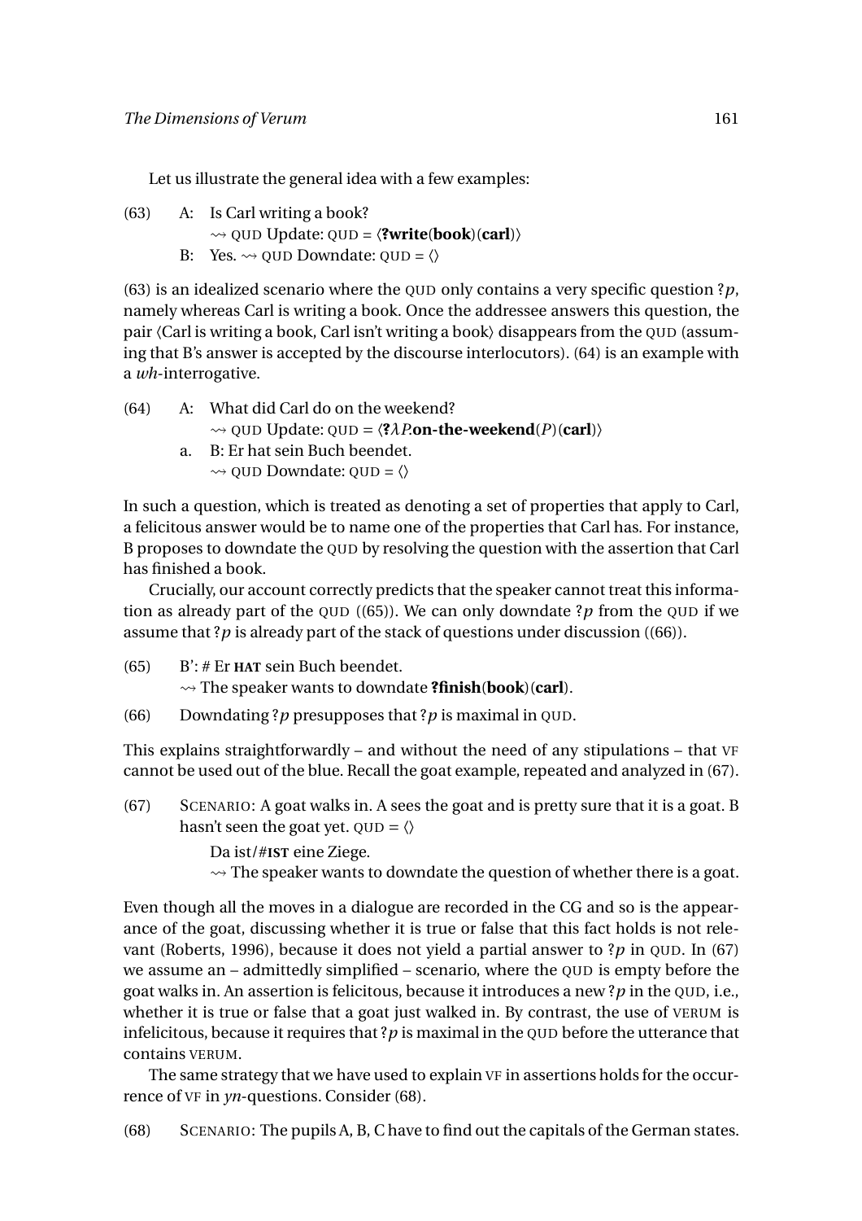Let us illustrate the general idea with a few examples:

(63) A: Is Carl writing a book?
$\rightsquigarrow$ QUD Update: QUD = ⟨**?write**(**book**)(**carl**)⟩
B: Yes. $\rightsquigarrow$ QUD Downdate: QUD = ⟨⟩

(63) is an idealized scenario where the QUD only contains a very specific question **?***p*, namely whereas Carl is writing a book. Once the addressee answers this question, the pair ⟨Carl is writing a book, Carl isn't writing a book⟩ disappears from the QUD (assuming that B's answer is accepted by the discourse interlocutors). (64) is an example with a *wh*-interrogative.

(64) A: What did Carl do on the weekend?
$\rightsquigarrow$ QUD Update: QUD = ⟨**?**$\lambda P$.**on-the-weekend**($P$)(**carl**)⟩
a. B: Er hat sein Buch beendet.
$\rightsquigarrow$ QUD Downdate: QUD = ⟨⟩

In such a question, which is treated as denoting a set of properties that apply to Carl, a felicitous answer would be to name one of the properties that Carl has. For instance, B proposes to downdate the QUD by resolving the question with the assertion that Carl has finished a book.

Crucially, our account correctly predicts that the speaker cannot treat this information as already part of the QUD ((65)). We can only downdate **?***p* from the QUD if we assume that **?***p* is already part of the stack of questions under discussion ((66)).

(65) B': # Er **HAT** sein Buch beendet.
$\rightsquigarrow$ The speaker wants to downdate **?finish**(**book**)(**carl**).

(66) Downdating **?***p* presupposes that **?***p* is maximal in QUD.

This explains straightforwardly – and without the need of any stipulations – that VF cannot be used out of the blue. Recall the goat example, repeated and analyzed in (67).

(67) SCENARIO: A goat walks in. A sees the goat and is pretty sure that it is a goat. B hasn't seen the goat yet. QUD = ⟨⟩
Da ist/#**IST** eine Ziege.
$\rightsquigarrow$ The speaker wants to downdate the question of whether there is a goat.

Even though all the moves in a dialogue are recorded in the CG and so is the appearance of the goat, discussing whether it is true or false that this fact holds is not relevant (Roberts, 1996), because it does not yield a partial answer to **?***p* in QUD. In (67) we assume an – admittedly simplified – scenario, where the QUD is empty before the goat walks in. An assertion is felicitous, because it introduces a new **?***p* in the QUD, i.e., whether it is true or false that a goat just walked in. By contrast, the use of VERUM is infelicitous, because it requires that **?***p* is maximal in the QUD before the utterance that contains VERUM.

The same strategy that we have used to explain VF in assertions holds for the occurrence of VF in *yn*-questions. Consider (68).

(68) SCENARIO: The pupils A, B, C have to find out the capitals of the German states.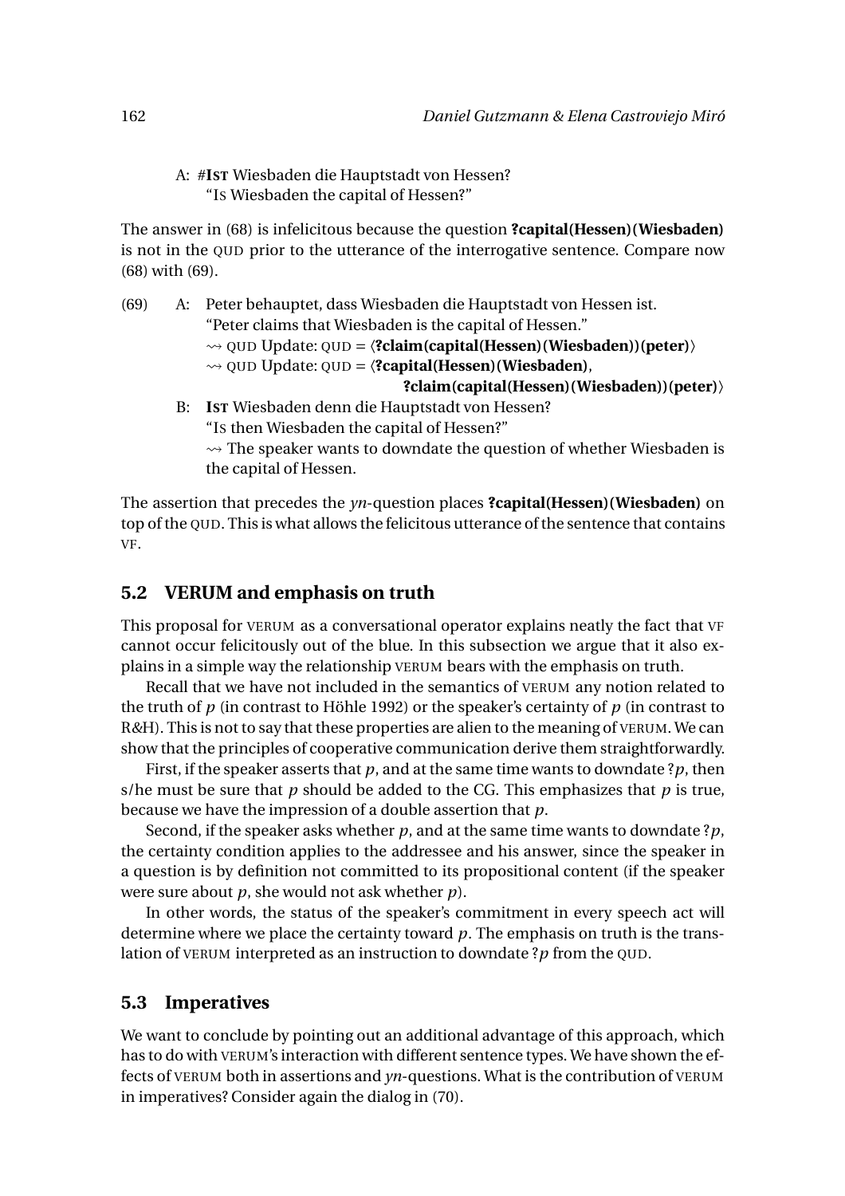A: #**IST** Wiesbaden die Hauptstadt von Hessen?
"IS Wiesbaden the capital of Hessen?"

The answer in (68) is infelicitous because the question **?capital(Hessen)(Wiesbaden)** is not in the QUD prior to the utterance of the interrogative sentence. Compare now (68) with (69).

(69) A: Peter behauptet, dass Wiesbaden die Hauptstadt von Hessen ist.
"Peter claims that Wiesbaden is the capital of Hessen."
⇝ QUD Update: QUD = ⟨**?claim(capital(Hessen)(Wiesbaden))(peter)**⟩
⇝ QUD Update: QUD = ⟨**?capital(Hessen)(Wiesbaden)**, **?claim(capital(Hessen)(Wiesbaden))(peter)**⟩

B: **IST** Wiesbaden denn die Hauptstadt von Hessen?
"IS then Wiesbaden the capital of Hessen?"
⇝ The speaker wants to downdate the question of whether Wiesbaden is the capital of Hessen.

The assertion that precedes the *yn*-question places **?capital(Hessen)(Wiesbaden)** on top of the QUD. This is what allows the felicitous utterance of the sentence that contains VF.

## 5.2 VERUM and emphasis on truth

This proposal for VERUM as a conversational operator explains neatly the fact that VF cannot occur felicitously out of the blue. In this subsection we argue that it also explains in a simple way the relationship VERUM bears with the emphasis on truth.

Recall that we have not included in the semantics of VERUM any notion related to the truth of $p$ (in contrast to Höhle 1992) or the speaker's certainty of $p$ (in contrast to R&H). This is not to say that these properties are alien to the meaning of VERUM. We can show that the principles of cooperative communication derive them straightforwardly.

First, if the speaker asserts that $p$, and at the same time wants to downdate $?p$, then s/he must be sure that $p$ should be added to the CG. This emphasizes that $p$ is true, because we have the impression of a double assertion that $p$.

Second, if the speaker asks whether $p$, and at the same time wants to downdate $?p$, the certainty condition applies to the addressee and his answer, since the speaker in a question is by definition not committed to its propositional content (if the speaker were sure about $p$, she would not ask whether $p$).

In other words, the status of the speaker's commitment in every speech act will determine where we place the certainty toward $p$. The emphasis on truth is the translation of VERUM interpreted as an instruction to downdate $?p$ from the QUD.

## 5.3 Imperatives

We want to conclude by pointing out an additional advantage of this approach, which has to do with VERUM's interaction with different sentence types. We have shown the effects of VERUM both in assertions and *yn*-questions. What is the contribution of VERUM in imperatives? Consider again the dialog in (70).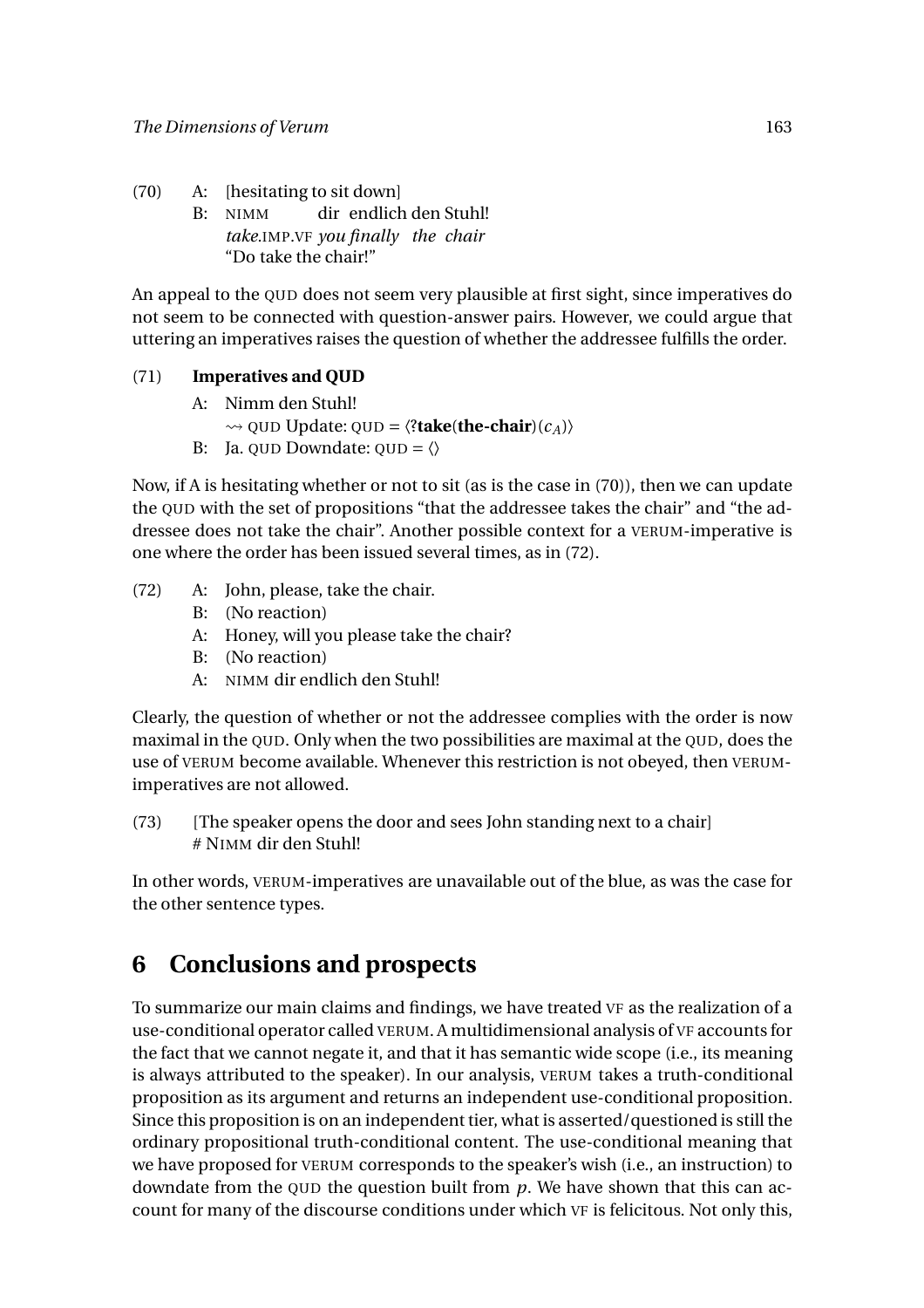(70) A: [hesitating to sit down]

B: NIMM dir endlich den Stuhl!

*take.*IMP.VF *you finally the chair*

"Do take the chair!"

An appeal to the QUD does not seem very plausible at first sight, since imperatives do not seem to be connected with question-answer pairs. However, we could argue that uttering an imperatives raises the question of whether the addressee fulfills the order.

(71) **Imperatives and QUD**

A: Nimm den Stuhl!

$\rightsquigarrow$ QUD Update: QUD = $\langle$**?take**(**the-chair**)$(c_A)\rangle$

B: Ja. QUD Downdate: QUD = $\langle\rangle$

Now, if A is hesitating whether or not to sit (as is the case in (70)), then we can update the QUD with the set of propositions "that the addressee takes the chair" and "the addressee does not take the chair". Another possible context for a VERUM-imperative is one where the order has been issued several times, as in (72).

(72) A: John, please, take the chair.

B: (No reaction)

A: Honey, will you please take the chair?

B: (No reaction)

A: NIMM dir endlich den Stuhl!

Clearly, the question of whether or not the addressee complies with the order is now maximal in the QUD. Only when the two possibilities are maximal at the QUD, does the use of VERUM become available. Whenever this restriction is not obeyed, then VERUM-imperatives are not allowed.

(73) [The speaker opens the door and sees John standing next to a chair]

\# NIMM dir den Stuhl!

In other words, VERUM-imperatives are unavailable out of the blue, as was the case for the other sentence types.

## 6 Conclusions and prospects

To summarize our main claims and findings, we have treated VF as the realization of a use-conditional operator called VERUM. A multidimensional analysis of VF accounts for the fact that we cannot negate it, and that it has semantic wide scope (i.e., its meaning is always attributed to the speaker). In our analysis, VERUM takes a truth-conditional proposition as its argument and returns an independent use-conditional proposition. Since this proposition is on an independent tier, what is asserted/questioned is still the ordinary propositional truth-conditional content. The use-conditional meaning that we have proposed for VERUM corresponds to the speaker's wish (i.e., an instruction) to downdate from the QUD the question built from $p$. We have shown that this can account for many of the discourse conditions under which VF is felicitous. Not only this,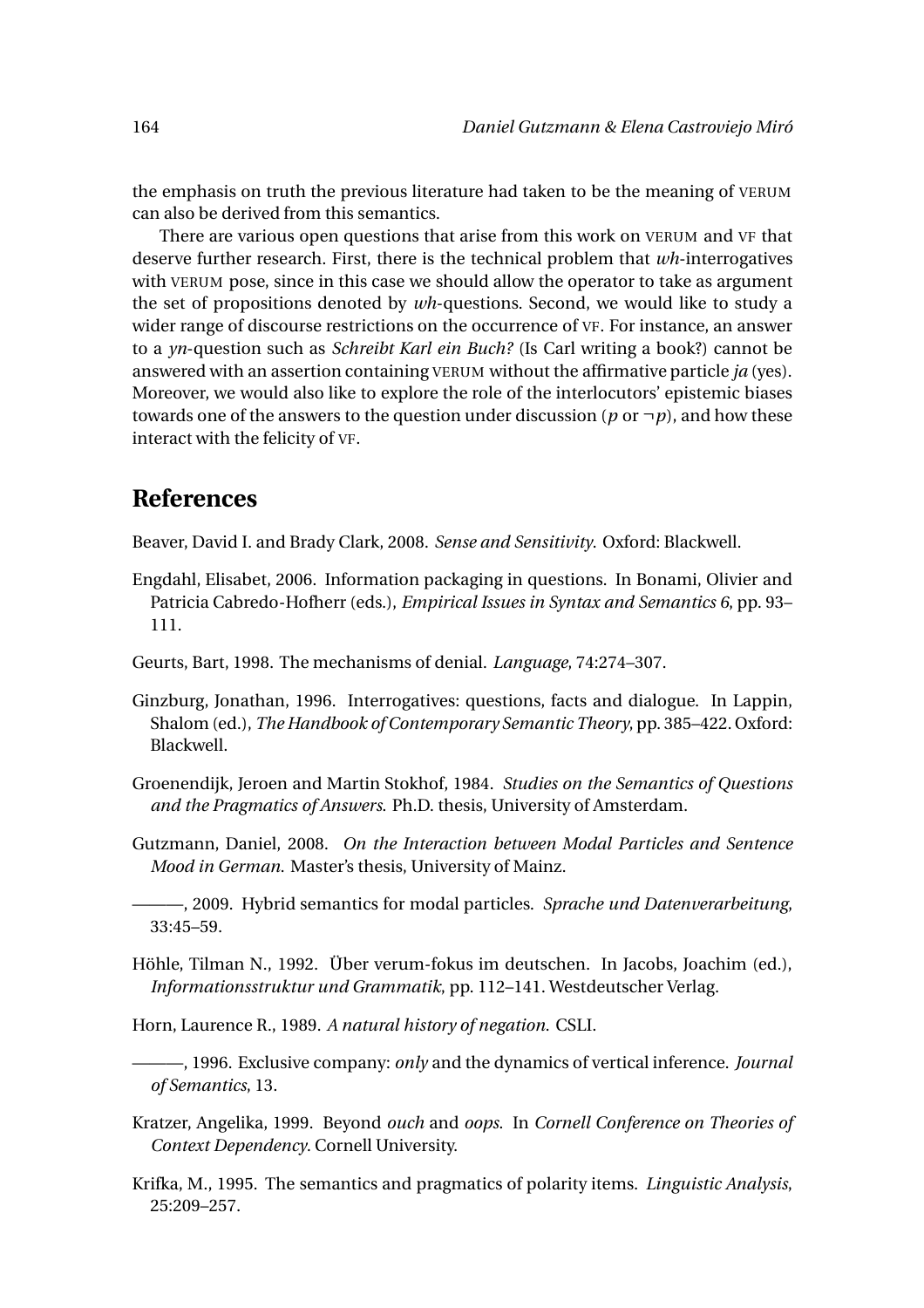the emphasis on truth the previous literature had taken to be the meaning of VERUM can also be derived from this semantics.

There are various open questions that arise from this work on VERUM and VF that deserve further research. First, there is the technical problem that *wh*-interrogatives with VERUM pose, since in this case we should allow the operator to take as argument the set of propositions denoted by *wh*-questions. Second, we would like to study a wider range of discourse restrictions on the occurrence of VF. For instance, an answer to a *yn*-question such as *Schreibt Karl ein Buch?* (Is Carl writing a book?) cannot be answered with an assertion containing VERUM without the affirmative particle *ja* (yes). Moreover, we would also like to explore the role of the interlocutors' epistemic biases towards one of the answers to the question under discussion ($p$ or $\neg p$), and how these interact with the felicity of VF.

## References

Beaver, David I. and Brady Clark, 2008. *Sense and Sensitivity*. Oxford: Blackwell.

Engdahl, Elisabet, 2006. Information packaging in questions. In Bonami, Olivier and Patricia Cabredo-Hofherr (eds.), *Empirical Issues in Syntax and Semantics 6*, pp. 93–111.

Geurts, Bart, 1998. The mechanisms of denial. *Language*, 74:274–307.

Ginzburg, Jonathan, 1996. Interrogatives: questions, facts and dialogue. In Lappin, Shalom (ed.), *The Handbook of Contemporary Semantic Theory*, pp. 385–422. Oxford: Blackwell.

Groenendijk, Jeroen and Martin Stokhof, 1984. *Studies on the Semantics of Questions and the Pragmatics of Answers*. Ph.D. thesis, University of Amsterdam.

Gutzmann, Daniel, 2008. *On the Interaction between Modal Particles and Sentence Mood in German*. Master's thesis, University of Mainz.

———, 2009. Hybrid semantics for modal particles. *Sprache und Datenverarbeitung*, 33:45–59.

Höhle, Tilman N., 1992. Über verum-fokus im deutschen. In Jacobs, Joachim (ed.), *Informationsstruktur und Grammatik*, pp. 112–141. Westdeutscher Verlag.

Horn, Laurence R., 1989. *A natural history of negation*. CSLI.

———, 1996. Exclusive company: *only* and the dynamics of vertical inference. *Journal of Semantics*, 13.

Kratzer, Angelika, 1999. Beyond *ouch* and *oops*. In *Cornell Conference on Theories of Context Dependency*. Cornell University.

Krifka, M., 1995. The semantics and pragmatics of polarity items. *Linguistic Analysis*, 25:209–257.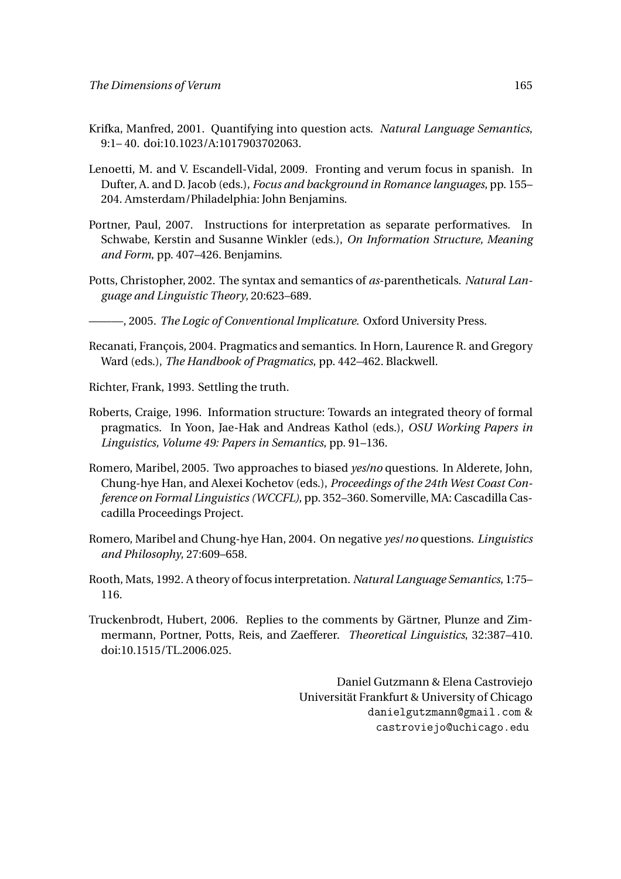Krifka, Manfred, 2001. Quantifying into question acts. *Natural Language Semantics*, 9:1– 40. doi:10.1023/A:1017903702063.

Lenoetti, M. and V. Escandell-Vidal, 2009. Fronting and verum focus in spanish. In Dufter, A. and D. Jacob (eds.), *Focus and background in Romance languages*, pp. 155–204. Amsterdam/Philadelphia: John Benjamins.

Portner, Paul, 2007. Instructions for interpretation as separate performatives. In Schwabe, Kerstin and Susanne Winkler (eds.), *On Information Structure, Meaning and Form*, pp. 407–426. Benjamins.

Potts, Christopher, 2002. The syntax and semantics of *as*-parentheticals. *Natural Language and Linguistic Theory*, 20:623–689.

———, 2005. *The Logic of Conventional Implicature*. Oxford University Press.

Recanati, François, 2004. Pragmatics and semantics. In Horn, Laurence R. and Gregory Ward (eds.), *The Handbook of Pragmatics*, pp. 442–462. Blackwell.

Richter, Frank, 1993. Settling the truth.

Roberts, Craige, 1996. Information structure: Towards an integrated theory of formal pragmatics. In Yoon, Jae-Hak and Andreas Kathol (eds.), *OSU Working Papers in Linguistics, Volume 49: Papers in Semantics*, pp. 91–136.

Romero, Maribel, 2005. Two approaches to biased *yes/no* questions. In Alderete, John, Chung-hye Han, and Alexei Kochetov (eds.), *Proceedings of the 24th West Coast Conference on Formal Linguistics (WCCFL)*, pp. 352–360. Somerville, MA: Cascadilla Cascadilla Proceedings Project.

Romero, Maribel and Chung-hye Han, 2004. On negative *yes/ no* questions. *Linguistics and Philosophy*, 27:609–658.

Rooth, Mats, 1992. A theory of focus interpretation. *Natural Language Semantics*, 1:75–116.

Truckenbrodt, Hubert, 2006. Replies to the comments by Gärtner, Plunze and Zimmermann, Portner, Potts, Reis, and Zaefferer. *Theoretical Linguistics*, 32:387–410. doi:10.1515/TL.2006.025.

Daniel Gutzmann & Elena Castroviejo
Universität Frankfurt & University of Chicago
danielgutzmann@gmail.com &
castroviejo@uchicago.edu